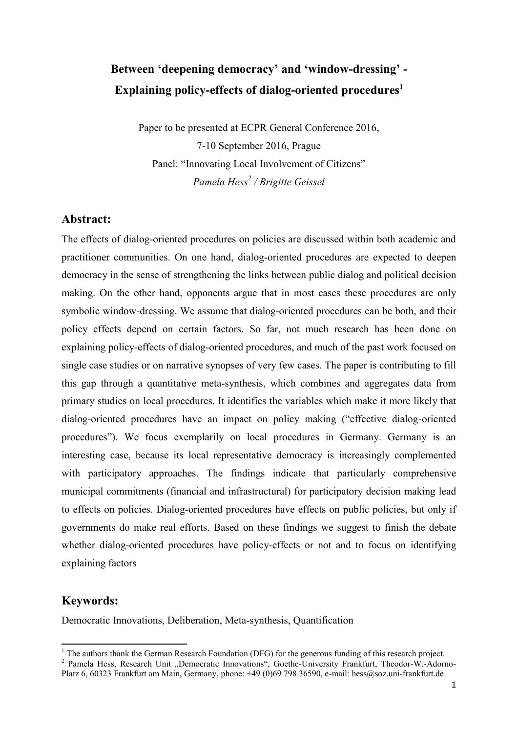# Between 'deepening democracy' and 'window-dressing' - Explaining policy-effects of dialog-oriented procedures[1]

Paper to be presented at ECPR General Conference 2016,
7-10 September 2016, Prague
Panel: "Innovating Local Involvement of Citizens"
*Pamela Hess[2] / Brigitte Geissel*

## Abstract:

The effects of dialog-oriented procedures on policies are discussed within both academic and practitioner communities. On one hand, dialog-oriented procedures are expected to deepen democracy in the sense of strengthening the links between public dialog and political decision making. On the other hand, opponents argue that in most cases these procedures are only symbolic window-dressing. We assume that dialog-oriented procedures can be both, and their policy effects depend on certain factors. So far, not much research has been done on explaining policy-effects of dialog-oriented procedures, and much of the past work focused on single case studies or on narrative synopses of very few cases. The paper is contributing to fill this gap through a quantitative meta-synthesis, which combines and aggregates data from primary studies on local procedures. It identifies the variables which make it more likely that dialog-oriented procedures have an impact on policy making ("effective dialog-oriented procedures"). We focus exemplarily on local procedures in Germany. Germany is an interesting case, because its local representative democracy is increasingly complemented with participatory approaches. The findings indicate that particularly comprehensive municipal commitments (financial and infrastructural) for participatory decision making lead to effects on policies. Dialog-oriented procedures have effects on public policies, but only if governments do make real efforts. Based on these findings we suggest to finish the debate whether dialog-oriented procedures have policy-effects or not and to focus on identifying explaining factors

## Keywords:

Democratic Innovations, Deliberation, Meta-synthesis, Quantification

---

[1] The authors thank the German Research Foundation (DFG) for the generous funding of this research project.

[2] Pamela Hess, Research Unit „Democratic Innovations", Goethe-University Frankfurt, Theodor-W.-Adorno-Platz 6, 60323 Frankfurt am Main, Germany, phone: +49 (0)69 798 36590, e-mail: hess@soz.uni-frankfurt.de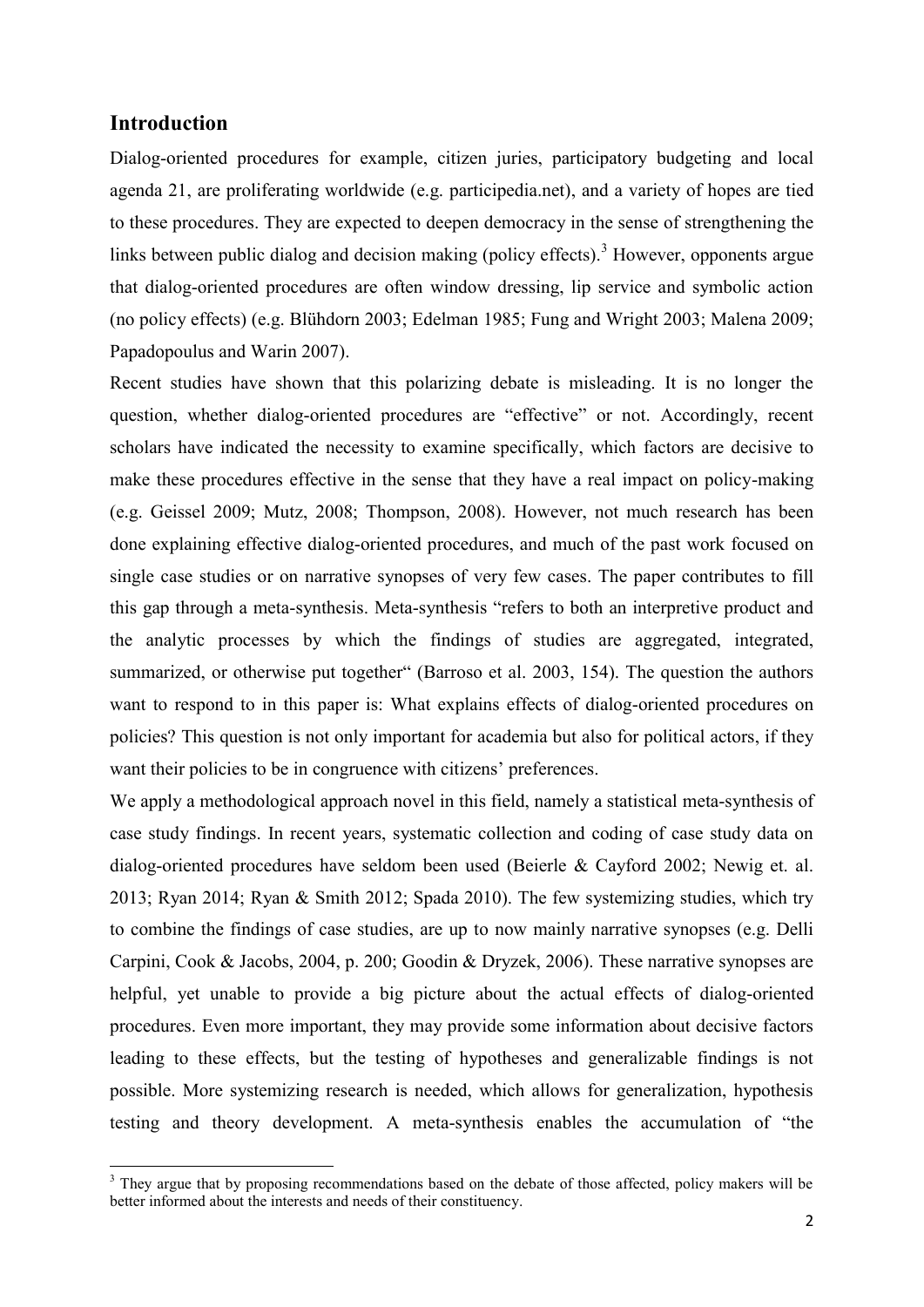## Introduction

Dialog-oriented procedures for example, citizen juries, participatory budgeting and local agenda 21, are proliferating worldwide (e.g. participedia.net), and a variety of hopes are tied to these procedures. They are expected to deepen democracy in the sense of strengthening the links between public dialog and decision making (policy effects).[3] However, opponents argue that dialog-oriented procedures are often window dressing, lip service and symbolic action (no policy effects) (e.g. Blühdorn 2003; Edelman 1985; Fung and Wright 2003; Malena 2009; Papadopoulus and Warin 2007).

Recent studies have shown that this polarizing debate is misleading. It is no longer the question, whether dialog-oriented procedures are "effective" or not. Accordingly, recent scholars have indicated the necessity to examine specifically, which factors are decisive to make these procedures effective in the sense that they have a real impact on policy-making (e.g. Geissel 2009; Mutz, 2008; Thompson, 2008). However, not much research has been done explaining effective dialog-oriented procedures, and much of the past work focused on single case studies or on narrative synopses of very few cases. The paper contributes to fill this gap through a meta-synthesis. Meta-synthesis "refers to both an interpretive product and the analytic processes by which the findings of studies are aggregated, integrated, summarized, or otherwise put together" (Barroso et al. 2003, 154). The question the authors want to respond to in this paper is: What explains effects of dialog-oriented procedures on policies? This question is not only important for academia but also for political actors, if they want their policies to be in congruence with citizens' preferences.

We apply a methodological approach novel in this field, namely a statistical meta-synthesis of case study findings. In recent years, systematic collection and coding of case study data on dialog-oriented procedures have seldom been used (Beierle & Cayford 2002; Newig et. al. 2013; Ryan 2014; Ryan & Smith 2012; Spada 2010). The few systemizing studies, which try to combine the findings of case studies, are up to now mainly narrative synopses (e.g. Delli Carpini, Cook & Jacobs, 2004, p. 200; Goodin & Dryzek, 2006). These narrative synopses are helpful, yet unable to provide a big picture about the actual effects of dialog-oriented procedures. Even more important, they may provide some information about decisive factors leading to these effects, but the testing of hypotheses and generalizable findings is not possible. More systemizing research is needed, which allows for generalization, hypothesis testing and theory development. A meta-synthesis enables the accumulation of "the

[3] They argue that by proposing recommendations based on the debate of those affected, policy makers will be better informed about the interests and needs of their constituency.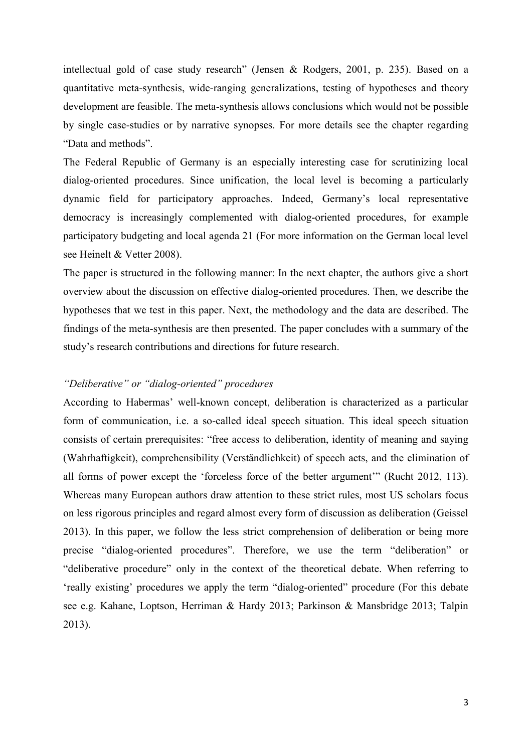intellectual gold of case study research" (Jensen & Rodgers, 2001, p. 235). Based on a quantitative meta-synthesis, wide-ranging generalizations, testing of hypotheses and theory development are feasible. The meta-synthesis allows conclusions which would not be possible by single case-studies or by narrative synopses. For more details see the chapter regarding "Data and methods".

The Federal Republic of Germany is an especially interesting case for scrutinizing local dialog-oriented procedures. Since unification, the local level is becoming a particularly dynamic field for participatory approaches. Indeed, Germany's local representative democracy is increasingly complemented with dialog-oriented procedures, for example participatory budgeting and local agenda 21 (For more information on the German local level see Heinelt & Vetter 2008).

The paper is structured in the following manner: In the next chapter, the authors give a short overview about the discussion on effective dialog-oriented procedures. Then, we describe the hypotheses that we test in this paper. Next, the methodology and the data are described. The findings of the meta-synthesis are then presented. The paper concludes with a summary of the study's research contributions and directions for future research.

### *"Deliberative" or "dialog-oriented" procedures*

According to Habermas' well-known concept, deliberation is characterized as a particular form of communication, i.e. a so-called ideal speech situation. This ideal speech situation consists of certain prerequisites: "free access to deliberation, identity of meaning and saying (Wahrhaftigkeit), comprehensibility (Verständlichkeit) of speech acts, and the elimination of all forms of power except the 'forceless force of the better argument'" (Rucht 2012, 113). Whereas many European authors draw attention to these strict rules, most US scholars focus on less rigorous principles and regard almost every form of discussion as deliberation (Geissel 2013). In this paper, we follow the less strict comprehension of deliberation or being more precise "dialog-oriented procedures". Therefore, we use the term "deliberation" or "deliberative procedure" only in the context of the theoretical debate. When referring to 'really existing' procedures we apply the term "dialog-oriented" procedure (For this debate see e.g. Kahane, Loptson, Herriman & Hardy 2013; Parkinson & Mansbridge 2013; Talpin 2013).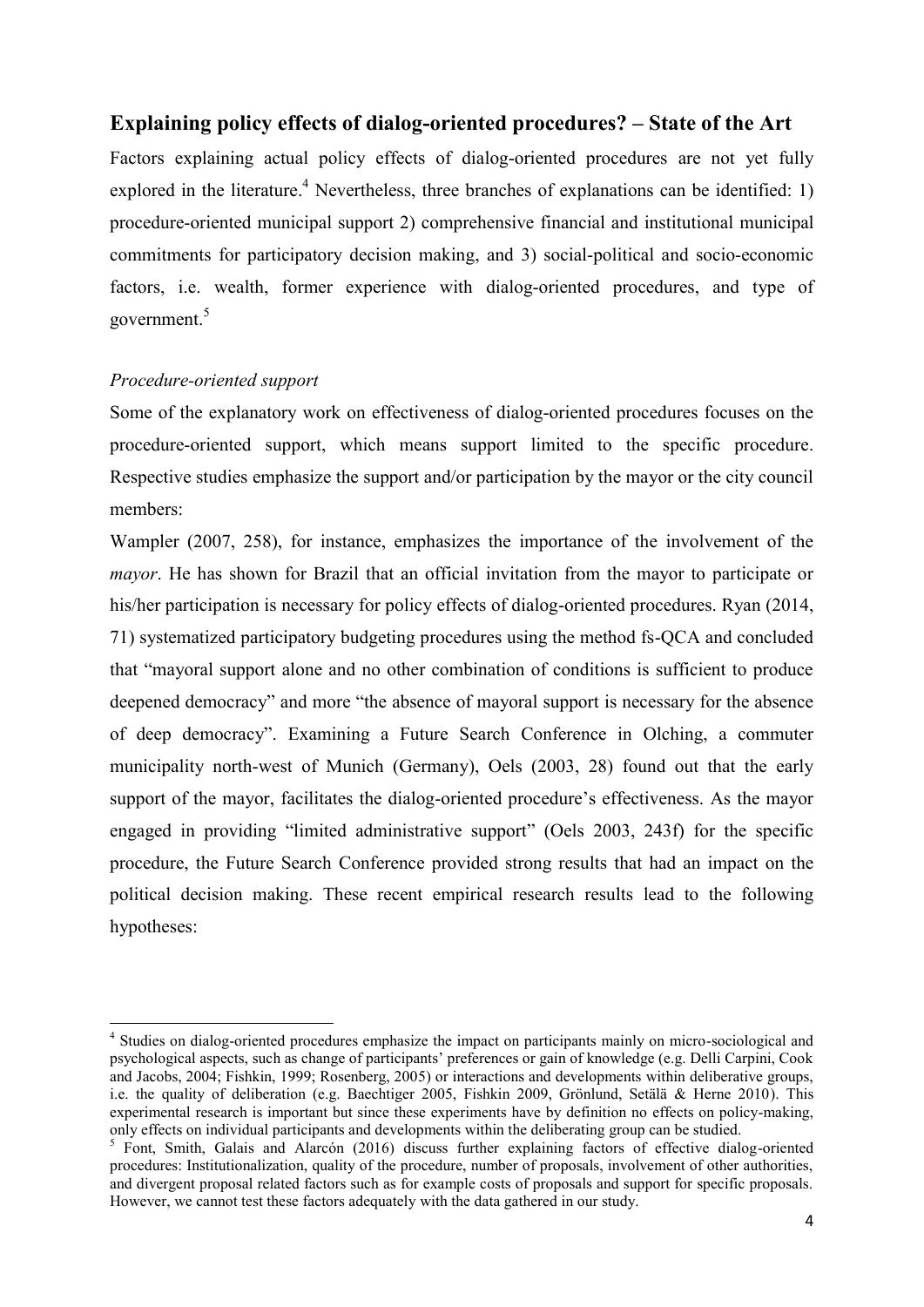## Explaining policy effects of dialog-oriented procedures? – State of the Art

Factors explaining actual policy effects of dialog-oriented procedures are not yet fully explored in the literature.[4] Nevertheless, three branches of explanations can be identified: 1) procedure-oriented municipal support 2) comprehensive financial and institutional municipal commitments for participatory decision making, and 3) social-political and socio-economic factors, i.e. wealth, former experience with dialog-oriented procedures, and type of government.[5]

### *Procedure-oriented support*

Some of the explanatory work on effectiveness of dialog-oriented procedures focuses on the procedure-oriented support, which means support limited to the specific procedure. Respective studies emphasize the support and/or participation by the mayor or the city council members:

Wampler (2007, 258), for instance, emphasizes the importance of the involvement of the *mayor*. He has shown for Brazil that an official invitation from the mayor to participate or his/her participation is necessary for policy effects of dialog-oriented procedures. Ryan (2014, 71) systematized participatory budgeting procedures using the method fs-QCA and concluded that "mayoral support alone and no other combination of conditions is sufficient to produce deepened democracy" and more "the absence of mayoral support is necessary for the absence of deep democracy". Examining a Future Search Conference in Olching, a commuter municipality north-west of Munich (Germany), Oels (2003, 28) found out that the early support of the mayor, facilitates the dialog-oriented procedure's effectiveness. As the mayor engaged in providing "limited administrative support" (Oels 2003, 243f) for the specific procedure, the Future Search Conference provided strong results that had an impact on the political decision making. These recent empirical research results lead to the following hypotheses:

---

[4] Studies on dialog-oriented procedures emphasize the impact on participants mainly on micro-sociological and psychological aspects, such as change of participants' preferences or gain of knowledge (e.g. Delli Carpini, Cook and Jacobs, 2004; Fishkin, 1999; Rosenberg, 2005) or interactions and developments within deliberative groups, i.e. the quality of deliberation (e.g. Baechtiger 2005, Fishkin 2009, Grönlund, Setälä & Herne 2010). This experimental research is important but since these experiments have by definition no effects on policy-making, only effects on individual participants and developments within the deliberating group can be studied.

[5] Font, Smith, Galais and Alarcón (2016) discuss further explaining factors of effective dialog-oriented procedures: Institutionalization, quality of the procedure, number of proposals, involvement of other authorities, and divergent proposal related factors such as for example costs of proposals and support for specific proposals. However, we cannot test these factors adequately with the data gathered in our study.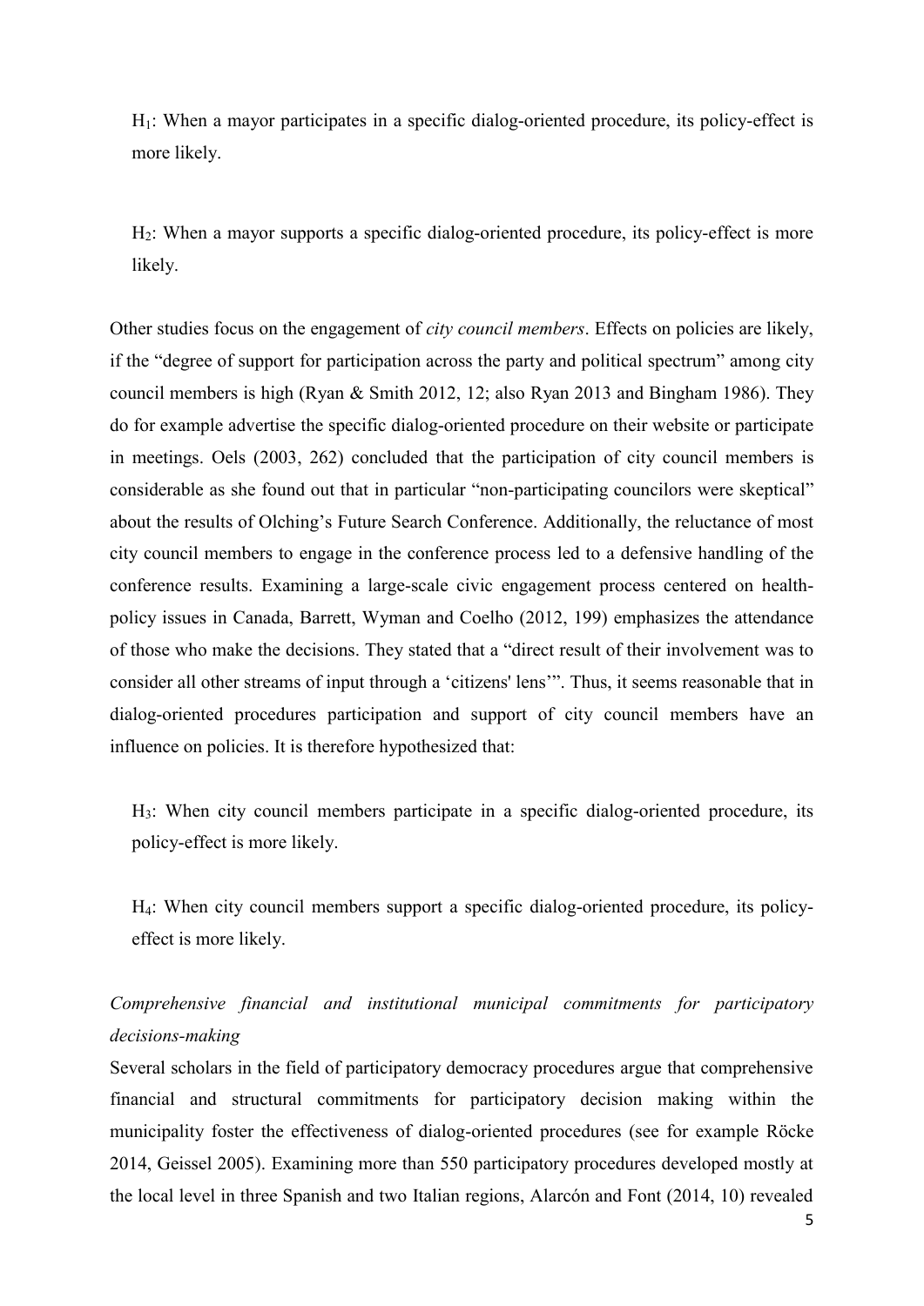H$_1$: When a mayor participates in a specific dialog-oriented procedure, its policy-effect is more likely.

H$_2$: When a mayor supports a specific dialog-oriented procedure, its policy-effect is more likely.

Other studies focus on the engagement of *city council members*. Effects on policies are likely, if the "degree of support for participation across the party and political spectrum" among city council members is high (Ryan & Smith 2012, 12; also Ryan 2013 and Bingham 1986). They do for example advertise the specific dialog-oriented procedure on their website or participate in meetings. Oels (2003, 262) concluded that the participation of city council members is considerable as she found out that in particular "non-participating councilors were skeptical" about the results of Olching's Future Search Conference. Additionally, the reluctance of most city council members to engage in the conference process led to a defensive handling of the conference results. Examining a large-scale civic engagement process centered on health-policy issues in Canada, Barrett, Wyman and Coelho (2012, 199) emphasizes the attendance of those who make the decisions. They stated that a "direct result of their involvement was to consider all other streams of input through a 'citizens' lens'". Thus, it seems reasonable that in dialog-oriented procedures participation and support of city council members have an influence on policies. It is therefore hypothesized that:

H$_3$: When city council members participate in a specific dialog-oriented procedure, its policy-effect is more likely.

H$_4$: When city council members support a specific dialog-oriented procedure, its policy-effect is more likely.

*Comprehensive financial and institutional municipal commitments for participatory decisions-making*

Several scholars in the field of participatory democracy procedures argue that comprehensive financial and structural commitments for participatory decision making within the municipality foster the effectiveness of dialog-oriented procedures (see for example Röcke 2014, Geissel 2005). Examining more than 550 participatory procedures developed mostly at the local level in three Spanish and two Italian regions, Alarcón and Font (2014, 10) revealed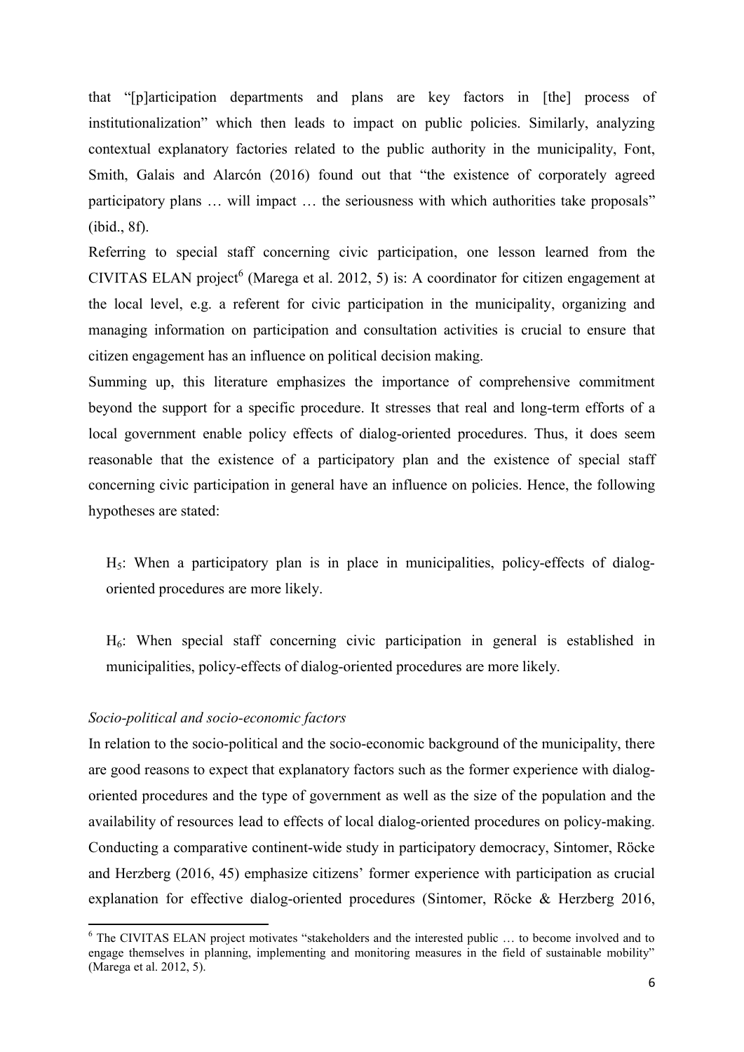that "[p]articipation departments and plans are key factors in [the] process of institutionalization" which then leads to impact on public policies. Similarly, analyzing contextual explanatory factories related to the public authority in the municipality, Font, Smith, Galais and Alarcón (2016) found out that "the existence of corporately agreed participatory plans … will impact … the seriousness with which authorities take proposals" (ibid., 8f).

Referring to special staff concerning civic participation, one lesson learned from the CIVITAS ELAN project[6] (Marega et al. 2012, 5) is: A coordinator for citizen engagement at the local level, e.g. a referent for civic participation in the municipality, organizing and managing information on participation and consultation activities is crucial to ensure that citizen engagement has an influence on political decision making.

Summing up, this literature emphasizes the importance of comprehensive commitment beyond the support for a specific procedure. It stresses that real and long-term efforts of a local government enable policy effects of dialog-oriented procedures. Thus, it does seem reasonable that the existence of a participatory plan and the existence of special staff concerning civic participation in general have an influence on policies. Hence, the following hypotheses are stated:

> $H_5$: When a participatory plan is in place in municipalities, policy-effects of dialog-oriented procedures are more likely.

> $H_6$: When special staff concerning civic participation in general is established in municipalities, policy-effects of dialog-oriented procedures are more likely.

*Socio-political and socio-economic factors*

In relation to the socio-political and the socio-economic background of the municipality, there are good reasons to expect that explanatory factors such as the former experience with dialog-oriented procedures and the type of government as well as the size of the population and the availability of resources lead to effects of local dialog-oriented procedures on policy-making. Conducting a comparative continent-wide study in participatory democracy, Sintomer, Röcke and Herzberg (2016, 45) emphasize citizens' former experience with participation as crucial explanation for effective dialog-oriented procedures (Sintomer, Röcke & Herzberg 2016,

[6] The CIVITAS ELAN project motivates "stakeholders and the interested public … to become involved and to engage themselves in planning, implementing and monitoring measures in the field of sustainable mobility" (Marega et al. 2012, 5).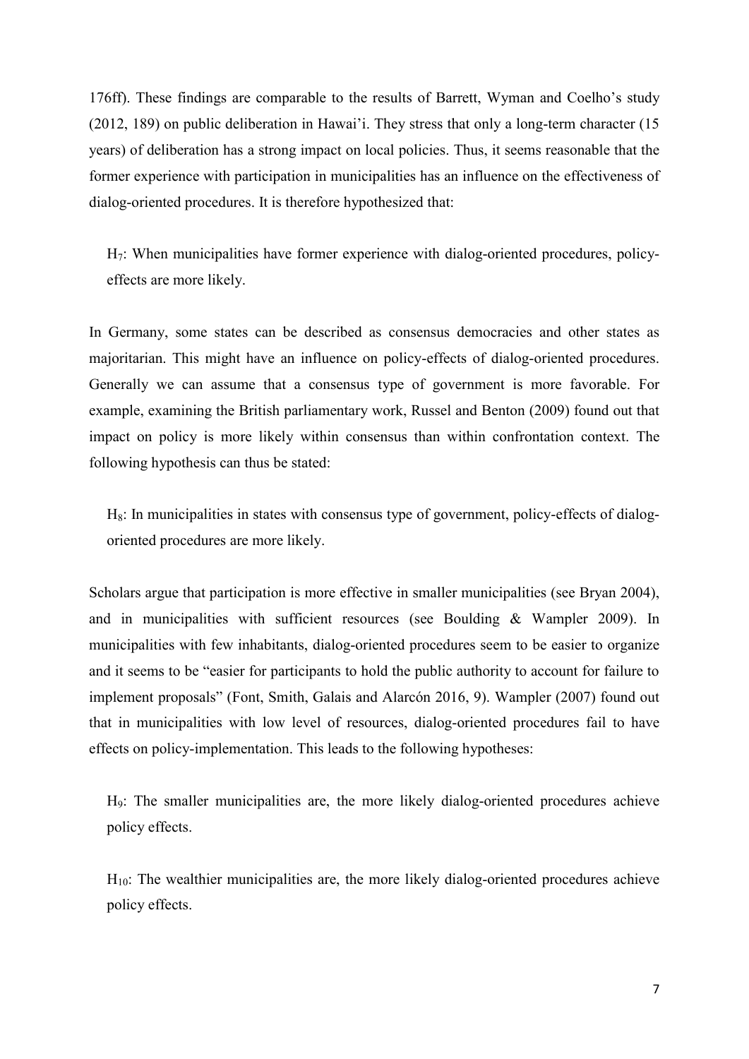176ff). These findings are comparable to the results of Barrett, Wyman and Coelho's study (2012, 189) on public deliberation in Hawai'i. They stress that only a long-term character (15 years) of deliberation has a strong impact on local policies. Thus, it seems reasonable that the former experience with participation in municipalities has an influence on the effectiveness of dialog-oriented procedures. It is therefore hypothesized that:

> $H_7$: When municipalities have former experience with dialog-oriented procedures, policy-effects are more likely.

In Germany, some states can be described as consensus democracies and other states as majoritarian. This might have an influence on policy-effects of dialog-oriented procedures. Generally we can assume that a consensus type of government is more favorable. For example, examining the British parliamentary work, Russel and Benton (2009) found out that impact on policy is more likely within consensus than within confrontation context. The following hypothesis can thus be stated:

> $H_8$: In municipalities in states with consensus type of government, policy-effects of dialog-oriented procedures are more likely.

Scholars argue that participation is more effective in smaller municipalities (see Bryan 2004), and in municipalities with sufficient resources (see Boulding & Wampler 2009). In municipalities with few inhabitants, dialog-oriented procedures seem to be easier to organize and it seems to be "easier for participants to hold the public authority to account for failure to implement proposals" (Font, Smith, Galais and Alarcón 2016, 9). Wampler (2007) found out that in municipalities with low level of resources, dialog-oriented procedures fail to have effects on policy-implementation. This leads to the following hypotheses:

> $H_9$: The smaller municipalities are, the more likely dialog-oriented procedures achieve policy effects.

> $H_{10}$: The wealthier municipalities are, the more likely dialog-oriented procedures achieve policy effects.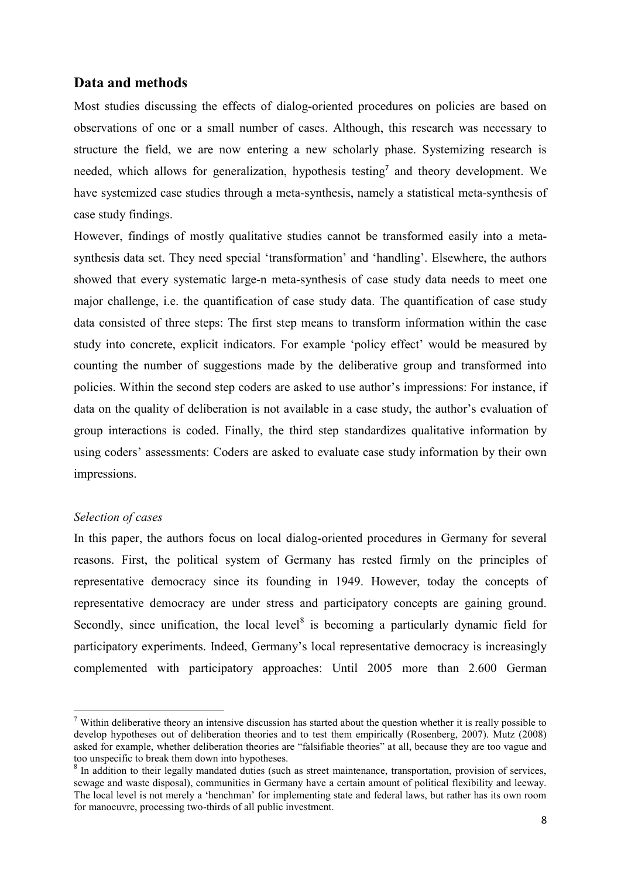## Data and methods

Most studies discussing the effects of dialog-oriented procedures on policies are based on observations of one or a small number of cases. Although, this research was necessary to structure the field, we are now entering a new scholarly phase. Systemizing research is needed, which allows for generalization, hypothesis testing[7] and theory development. We have systemized case studies through a meta-synthesis, namely a statistical meta-synthesis of case study findings.

However, findings of mostly qualitative studies cannot be transformed easily into a meta-synthesis data set. They need special 'transformation' and 'handling'. Elsewhere, the authors showed that every systematic large-n meta-synthesis of case study data needs to meet one major challenge, i.e. the quantification of case study data. The quantification of case study data consisted of three steps: The first step means to transform information within the case study into concrete, explicit indicators. For example 'policy effect' would be measured by counting the number of suggestions made by the deliberative group and transformed into policies. Within the second step coders are asked to use author's impressions: For instance, if data on the quality of deliberation is not available in a case study, the author's evaluation of group interactions is coded. Finally, the third step standardizes qualitative information by using coders' assessments: Coders are asked to evaluate case study information by their own impressions.

*Selection of cases*

In this paper, the authors focus on local dialog-oriented procedures in Germany for several reasons. First, the political system of Germany has rested firmly on the principles of representative democracy since its founding in 1949. However, today the concepts of representative democracy are under stress and participatory concepts are gaining ground. Secondly, since unification, the local level[8] is becoming a particularly dynamic field for participatory experiments. Indeed, Germany's local representative democracy is increasingly complemented with participatory approaches: Until 2005 more than 2.600 German

---

[7] Within deliberative theory an intensive discussion has started about the question whether it is really possible to develop hypotheses out of deliberation theories and to test them empirically (Rosenberg, 2007). Mutz (2008) asked for example, whether deliberation theories are "falsifiable theories" at all, because they are too vague and too unspecific to break them down into hypotheses.

[8] In addition to their legally mandated duties (such as street maintenance, transportation, provision of services, sewage and waste disposal), communities in Germany have a certain amount of political flexibility and leeway. The local level is not merely a 'henchman' for implementing state and federal laws, but rather has its own room for manoeuvre, processing two-thirds of all public investment.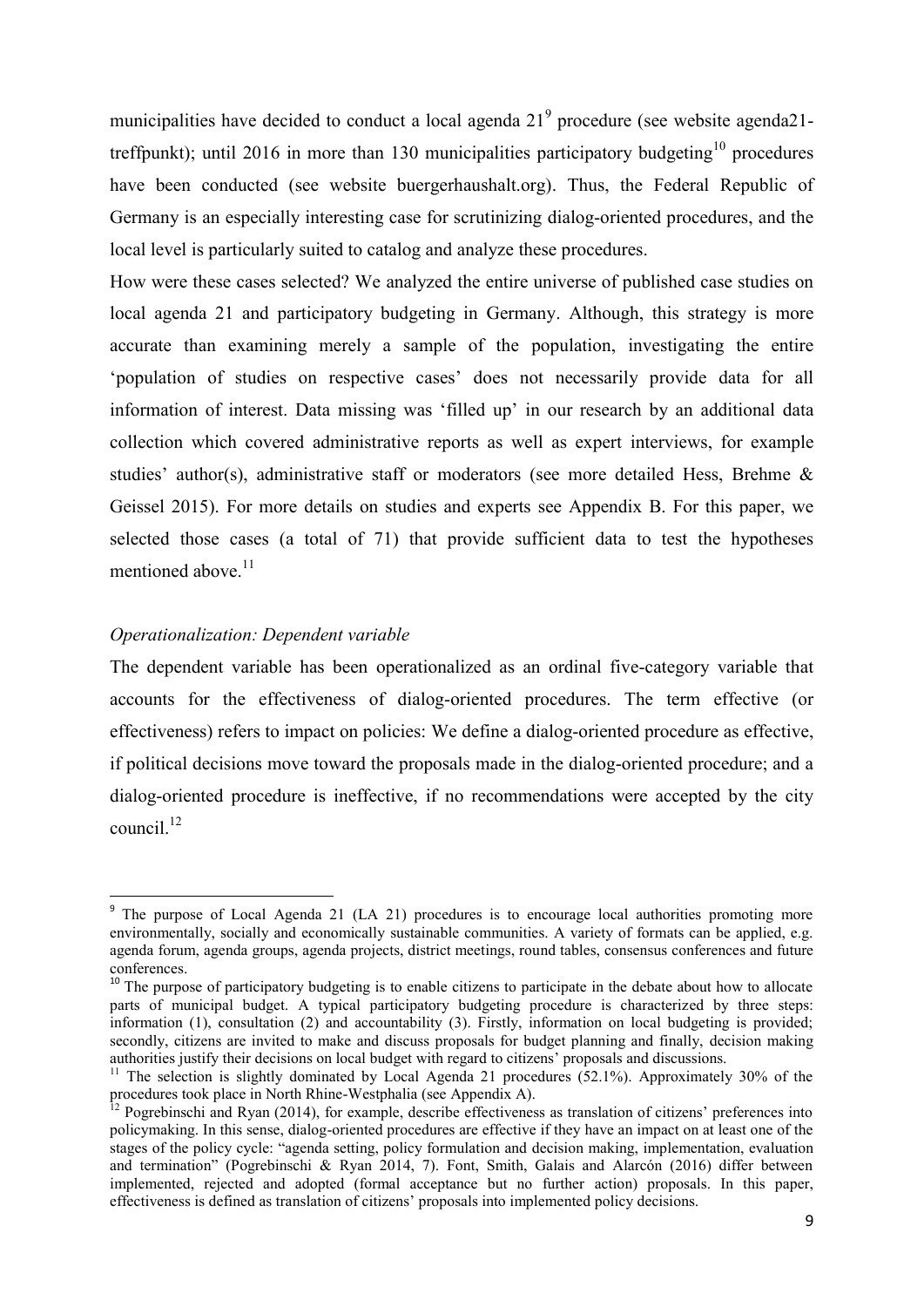municipalities have decided to conduct a local agenda 21[9] procedure (see website agenda21-treffpunkt); until 2016 in more than 130 municipalities participatory budgeting[10] procedures have been conducted (see website buergerhaushalt.org). Thus, the Federal Republic of Germany is an especially interesting case for scrutinizing dialog-oriented procedures, and the local level is particularly suited to catalog and analyze these procedures.

How were these cases selected? We analyzed the entire universe of published case studies on local agenda 21 and participatory budgeting in Germany. Although, this strategy is more accurate than examining merely a sample of the population, investigating the entire 'population of studies on respective cases' does not necessarily provide data for all information of interest. Data missing was 'filled up' in our research by an additional data collection which covered administrative reports as well as expert interviews, for example studies' author(s), administrative staff or moderators (see more detailed Hess, Brehme & Geissel 2015). For more details on studies and experts see Appendix B. For this paper, we selected those cases (a total of 71) that provide sufficient data to test the hypotheses mentioned above.[11]

*Operationalization: Dependent variable*

The dependent variable has been operationalized as an ordinal five-category variable that accounts for the effectiveness of dialog-oriented procedures. The term effective (or effectiveness) refers to impact on policies: We define a dialog-oriented procedure as effective, if political decisions move toward the proposals made in the dialog-oriented procedure; and a dialog-oriented procedure is ineffective, if no recommendations were accepted by the city council.[12]

---

[9] The purpose of Local Agenda 21 (LA 21) procedures is to encourage local authorities promoting more environmentally, socially and economically sustainable communities. A variety of formats can be applied, e.g. agenda forum, agenda groups, agenda projects, district meetings, round tables, consensus conferences and future conferences.

[10] The purpose of participatory budgeting is to enable citizens to participate in the debate about how to allocate parts of municipal budget. A typical participatory budgeting procedure is characterized by three steps: information (1), consultation (2) and accountability (3). Firstly, information on local budgeting is provided; secondly, citizens are invited to make and discuss proposals for budget planning and finally, decision making authorities justify their decisions on local budget with regard to citizens' proposals and discussions.

[11] The selection is slightly dominated by Local Agenda 21 procedures (52.1%). Approximately 30% of the procedures took place in North Rhine-Westphalia (see Appendix A).

[12] Pogrebinschi and Ryan (2014), for example, describe effectiveness as translation of citizens' preferences into policymaking. In this sense, dialog-oriented procedures are effective if they have an impact on at least one of the stages of the policy cycle: "agenda setting, policy formulation and decision making, implementation, evaluation and termination" (Pogrebinschi & Ryan 2014, 7). Font, Smith, Galais and Alarcón (2016) differ between implemented, rejected and adopted (formal acceptance but no further action) proposals. In this paper, effectiveness is defined as translation of citizens' proposals into implemented policy decisions.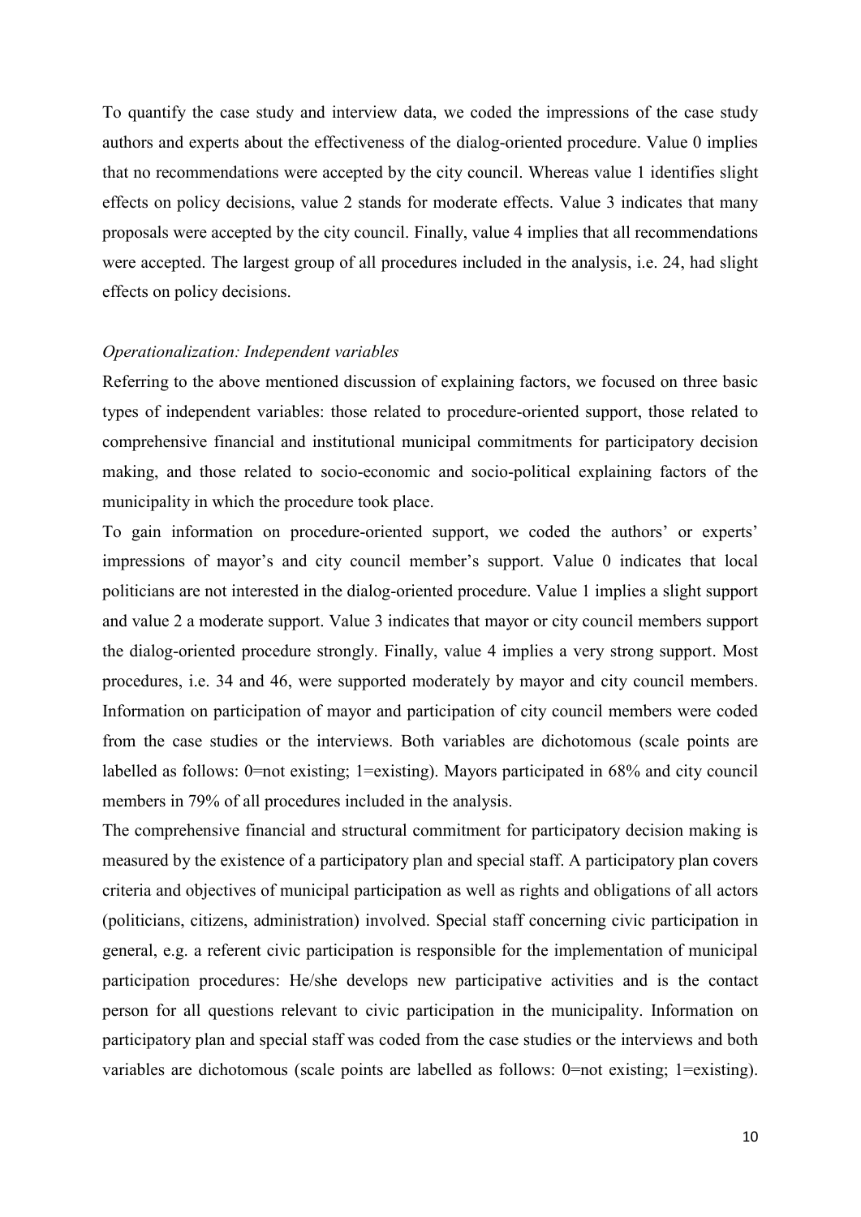To quantify the case study and interview data, we coded the impressions of the case study authors and experts about the effectiveness of the dialog-oriented procedure. Value 0 implies that no recommendations were accepted by the city council. Whereas value 1 identifies slight effects on policy decisions, value 2 stands for moderate effects. Value 3 indicates that many proposals were accepted by the city council. Finally, value 4 implies that all recommendations were accepted. The largest group of all procedures included in the analysis, i.e. 24, had slight effects on policy decisions.

*Operationalization: Independent variables*

Referring to the above mentioned discussion of explaining factors, we focused on three basic types of independent variables: those related to procedure-oriented support, those related to comprehensive financial and institutional municipal commitments for participatory decision making, and those related to socio-economic and socio-political explaining factors of the municipality in which the procedure took place.

To gain information on procedure-oriented support, we coded the authors' or experts' impressions of mayor's and city council member's support. Value 0 indicates that local politicians are not interested in the dialog-oriented procedure. Value 1 implies a slight support and value 2 a moderate support. Value 3 indicates that mayor or city council members support the dialog-oriented procedure strongly. Finally, value 4 implies a very strong support. Most procedures, i.e. 34 and 46, were supported moderately by mayor and city council members. Information on participation of mayor and participation of city council members were coded from the case studies or the interviews. Both variables are dichotomous (scale points are labelled as follows: 0=not existing; 1=existing). Mayors participated in 68% and city council members in 79% of all procedures included in the analysis.

The comprehensive financial and structural commitment for participatory decision making is measured by the existence of a participatory plan and special staff. A participatory plan covers criteria and objectives of municipal participation as well as rights and obligations of all actors (politicians, citizens, administration) involved. Special staff concerning civic participation in general, e.g. a referent civic participation is responsible for the implementation of municipal participation procedures: He/she develops new participative activities and is the contact person for all questions relevant to civic participation in the municipality. Information on participatory plan and special staff was coded from the case studies or the interviews and both variables are dichotomous (scale points are labelled as follows: 0=not existing; 1=existing).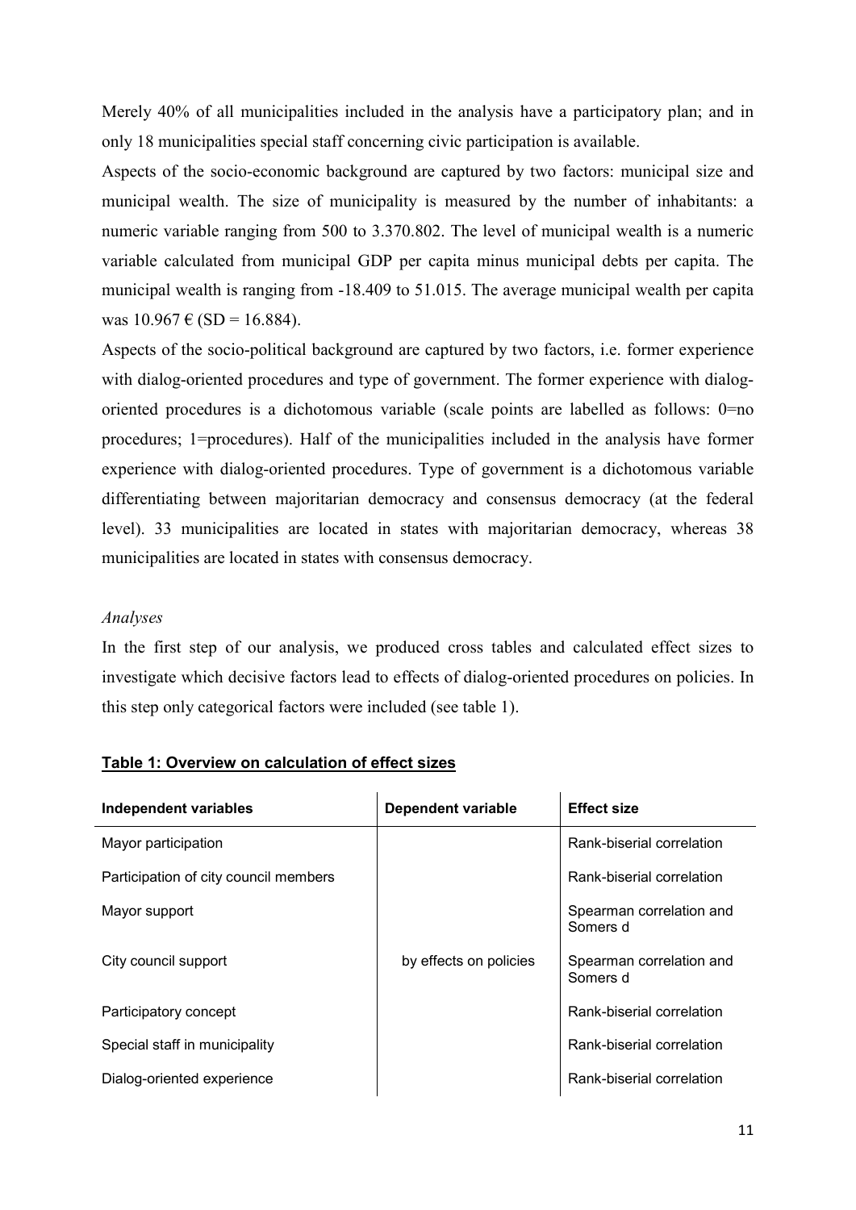Merely 40% of all municipalities included in the analysis have a participatory plan; and in only 18 municipalities special staff concerning civic participation is available.

Aspects of the socio-economic background are captured by two factors: municipal size and municipal wealth. The size of municipality is measured by the number of inhabitants: a numeric variable ranging from 500 to 3.370.802. The level of municipal wealth is a numeric variable calculated from municipal GDP per capita minus municipal debts per capita. The municipal wealth is ranging from -18.409 to 51.015. The average municipal wealth per capita was 10.967 € (SD = 16.884).

Aspects of the socio-political background are captured by two factors, i.e. former experience with dialog-oriented procedures and type of government. The former experience with dialog-oriented procedures is a dichotomous variable (scale points are labelled as follows: 0=no procedures; 1=procedures). Half of the municipalities included in the analysis have former experience with dialog-oriented procedures. Type of government is a dichotomous variable differentiating between majoritarian democracy and consensus democracy (at the federal level). 33 municipalities are located in states with majoritarian democracy, whereas 38 municipalities are located in states with consensus democracy.

*Analyses*

In the first step of our analysis, we produced cross tables and calculated effect sizes to investigate which decisive factors lead to effects of dialog-oriented procedures on policies. In this step only categorical factors were included (see table 1).

**Table 1: Overview on calculation of effect sizes**

| Independent variables | Dependent variable | Effect size |
|---|---|---|
| Mayor participation | | Rank-biserial correlation |
| Participation of city council members | | Rank-biserial correlation |
| Mayor support | | Spearman correlation and Somers d |
| City council support | by effects on policies | Spearman correlation and Somers d |
| Participatory concept | | Rank-biserial correlation |
| Special staff in municipality | | Rank-biserial correlation |
| Dialog-oriented experience | | Rank-biserial correlation |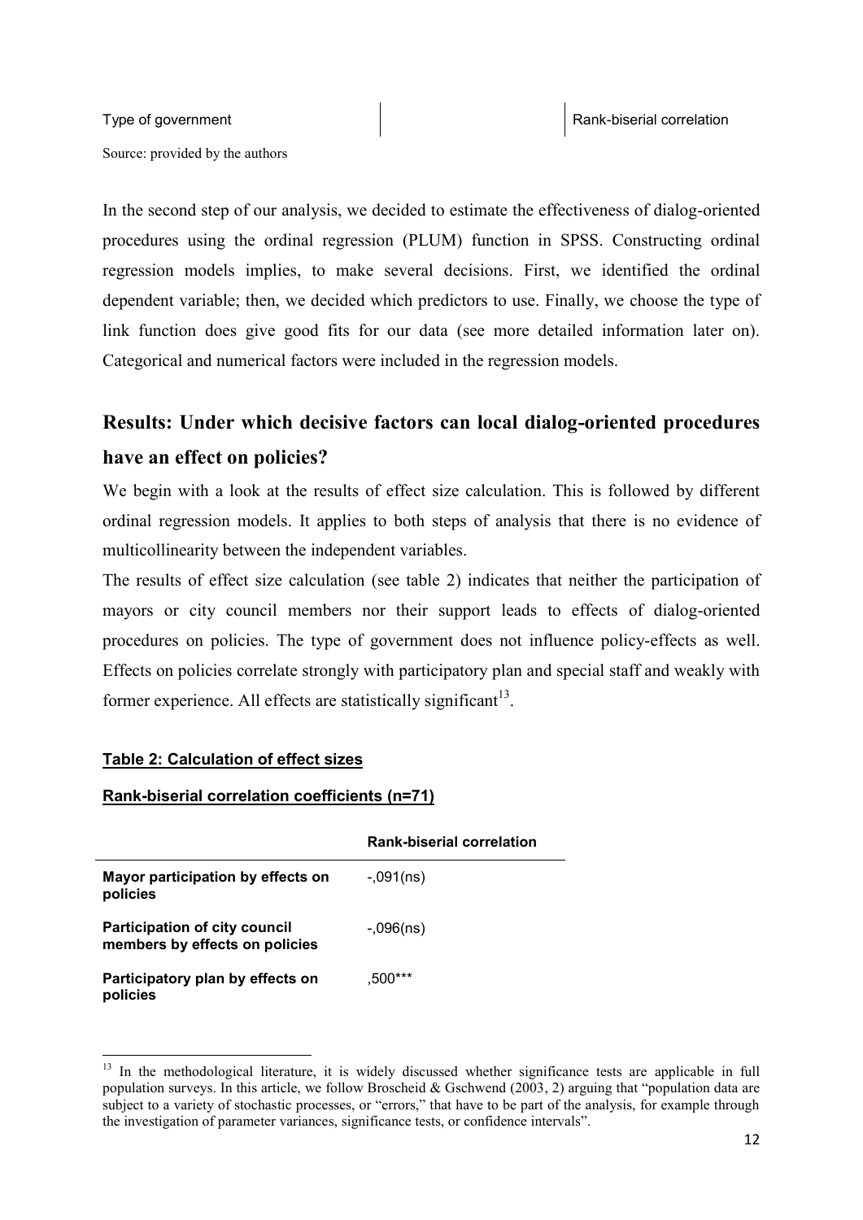| Type of government | | Rank-biserial correlation |
|---|---|---|

Source: provided by the authors

In the second step of our analysis, we decided to estimate the effectiveness of dialog-oriented procedures using the ordinal regression (PLUM) function in SPSS. Constructing ordinal regression models implies, to make several decisions. First, we identified the ordinal dependent variable; then, we decided which predictors to use. Finally, we choose the type of link function does give good fits for our data (see more detailed information later on). Categorical and numerical factors were included in the regression models.

## Results: Under which decisive factors can local dialog-oriented procedures have an effect on policies?

We begin with a look at the results of effect size calculation. This is followed by different ordinal regression models. It applies to both steps of analysis that there is no evidence of multicollinearity between the independent variables.

The results of effect size calculation (see table 2) indicates that neither the participation of mayors or city council members nor their support leads to effects of dialog-oriented procedures on policies. The type of government does not influence policy-effects as well. Effects on policies correlate strongly with participatory plan and special staff and weakly with former experience. All effects are statistically significant[13].

**Table 2: Calculation of effect sizes**

**Rank-biserial correlation coefficients (n=71)**

| | Rank-biserial correlation |
|---|---|
| **Mayor participation by effects on policies** | -,091(ns) |
| **Participation of city council members by effects on policies** | -,096(ns) |
| **Participatory plan by effects on policies** | ,500*** |

[13] In the methodological literature, it is widely discussed whether significance tests are applicable in full population surveys. In this article, we follow Broscheid & Gschwend (2003, 2) arguing that "population data are subject to a variety of stochastic processes, or "errors," that have to be part of the analysis, for example through the investigation of parameter variances, significance tests, or confidence intervals".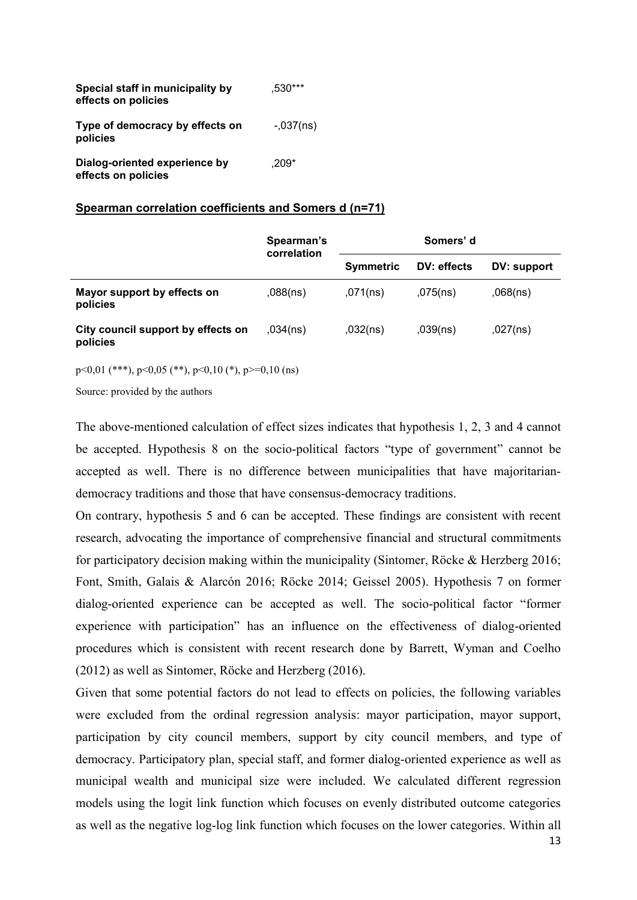| | |
|---|---|
| **Special staff in municipality by effects on policies** | ,530*** |
| **Type of democracy by effects on policies** | -,037(ns) |
| **Dialog-oriented experience by effects on policies** | ,209* |

**Spearman correlation coefficients and Somers d (n=71)**

| | Spearman's correlation | Somers' d | | |
|---|---|---|---|---|
| | | **Symmetric** | **DV: effects** | **DV: support** |
| **Mayor support by effects on policies** | ,088(ns) | ,071(ns) | ,075(ns) | ,068(ns) |
| **City council support by effects on policies** | ,034(ns) | ,032(ns) | ,039(ns) | ,027(ns) |

p<0,01 (***), p<0,05 (**), p<0,10 (*), p>=0,10 (ns)

Source: provided by the authors

The above-mentioned calculation of effect sizes indicates that hypothesis 1, 2, 3 and 4 cannot be accepted. Hypothesis 8 on the socio-political factors "type of government" cannot be accepted as well. There is no difference between municipalities that have majoritarian-democracy traditions and those that have consensus-democracy traditions.

On contrary, hypothesis 5 and 6 can be accepted. These findings are consistent with recent research, advocating the importance of comprehensive financial and structural commitments for participatory decision making within the municipality (Sintomer, Röcke & Herzberg 2016; Font, Smith, Galais & Alarcón 2016; Röcke 2014; Geissel 2005). Hypothesis 7 on former dialog-oriented experience can be accepted as well. The socio-political factor "former experience with participation" has an influence on the effectiveness of dialog-oriented procedures which is consistent with recent research done by Barrett, Wyman and Coelho (2012) as well as Sintomer, Röcke and Herzberg (2016).

Given that some potential factors do not lead to effects on policies, the following variables were excluded from the ordinal regression analysis: mayor participation, mayor support, participation by city council members, support by city council members, and type of democracy. Participatory plan, special staff, and former dialog-oriented experience as well as municipal wealth and municipal size were included. We calculated different regression models using the logit link function which focuses on evenly distributed outcome categories as well as the negative log-log link function which focuses on the lower categories. Within all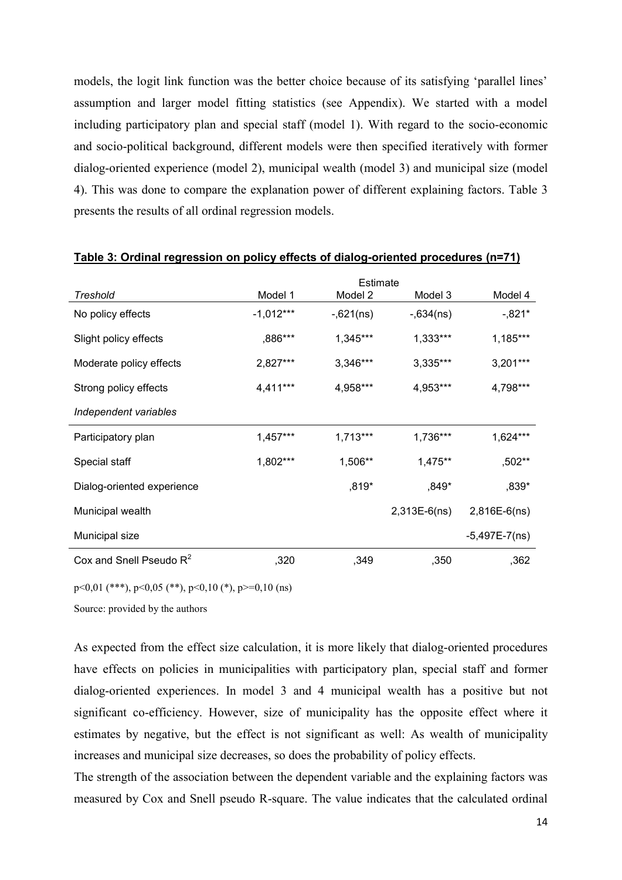models, the logit link function was the better choice because of its satisfying 'parallel lines' assumption and larger model fitting statistics (see Appendix). We started with a model including participatory plan and special staff (model 1). With regard to the socio-economic and socio-political background, different models were then specified iteratively with former dialog-oriented experience (model 2), municipal wealth (model 3) and municipal size (model 4). This was done to compare the explanation power of different explaining factors. Table 3 presents the results of all ordinal regression models.

**Table 3: Ordinal regression on policy effects of dialog-oriented procedures (n=71)**

| | Estimate | | | |
|---|---|---|---|---|
| *Treshold* | Model 1 | Model 2 | Model 3 | Model 4 |
| No policy effects | -1,012*** | -,621(ns) | -,634(ns) | -,821* |
| Slight policy effects | ,886*** | 1,345*** | 1,333*** | 1,185*** |
| Moderate policy effects | 2,827*** | 3,346*** | 3,335*** | 3,201*** |
| Strong policy effects | 4,411*** | 4,958*** | 4,953*** | 4,798*** |
| *Independent variables* | | | | |
| Participatory plan | 1,457*** | 1,713*** | 1,736*** | 1,624*** |
| Special staff | 1,802*** | 1,506** | 1,475** | ,502** |
| Dialog-oriented experience | | ,819* | ,849* | ,839* |
| Municipal wealth | | | 2,313E-6(ns) | 2,816E-6(ns) |
| Municipal size | | | | -5,497E-7(ns) |
| Cox and Snell Pseudo $R^2$ | ,320 | ,349 | ,350 | ,362 |

p<0,01 (***), p<0,05 (**), p<0,10 (*), p>=0,10 (ns)

Source: provided by the authors

As expected from the effect size calculation, it is more likely that dialog-oriented procedures have effects on policies in municipalities with participatory plan, special staff and former dialog-oriented experiences. In model 3 and 4 municipal wealth has a positive but not significant co-efficiency. However, size of municipality has the opposite effect where it estimates by negative, but the effect is not significant as well: As wealth of municipality increases and municipal size decreases, so does the probability of policy effects.

The strength of the association between the dependent variable and the explaining factors was measured by Cox and Snell pseudo R-square. The value indicates that the calculated ordinal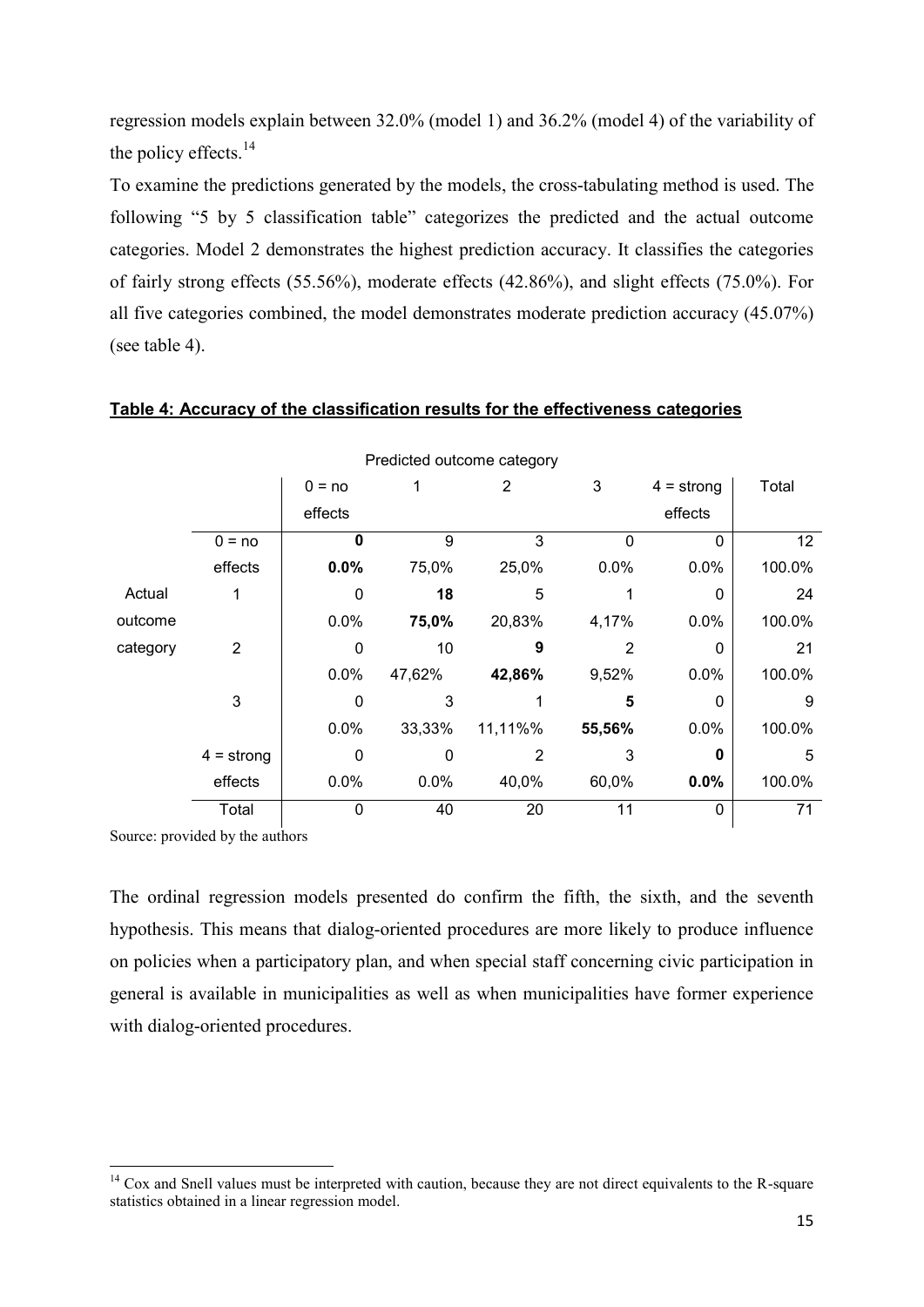regression models explain between 32.0% (model 1) and 36.2% (model 4) of the variability of the policy effects.[14]

To examine the predictions generated by the models, the cross-tabulating method is used. The following "5 by 5 classification table" categorizes the predicted and the actual outcome categories. Model 2 demonstrates the highest prediction accuracy. It classifies the categories of fairly strong effects (55.56%), moderate effects (42.86%), and slight effects (75.0%). For all five categories combined, the model demonstrates moderate prediction accuracy (45.07%) (see table 4).

**Table 4: Accuracy of the classification results for the effectiveness categories**

| | | Predicted outcome category | | | | | |
|---|---|---|---|---|---|---|---|
| | | 0 = no effects | 1 | 2 | 3 | 4 = strong effects | Total |
| Actual outcome category | 0 = no effects | **0** | 9 | 3 | 0 | 0 | 12 |
| | | **0.0%** | 75,0% | 25,0% | 0.0% | 0.0% | 100.0% |
| | 1 | 0 | **18** | 5 | 1 | 0 | 24 |
| | | 0.0% | **75,0%** | 20,83% | 4,17% | 0.0% | 100.0% |
| | 2 | 0 | 10 | **9** | 2 | 0 | 21 |
| | | 0.0% | 47,62% | **42,86%** | 9,52% | 0.0% | 100.0% |
| | 3 | 0 | 3 | 1 | **5** | 0 | 9 |
| | | 0.0% | 33,33% | 11,11%% | **55,56%** | 0.0% | 100.0% |
| | 4 = strong effects | 0 | 0 | 2 | 3 | **0** | 5 |
| | | 0.0% | 0.0% | 40,0% | 60,0% | **0.0%** | 100.0% |
| | Total | 0 | 40 | 20 | 11 | 0 | 71 |

Source: provided by the authors

The ordinal regression models presented do confirm the fifth, the sixth, and the seventh hypothesis. This means that dialog-oriented procedures are more likely to produce influence on policies when a participatory plan, and when special staff concerning civic participation in general is available in municipalities as well as when municipalities have former experience with dialog-oriented procedures.

[14] Cox and Snell values must be interpreted with caution, because they are not direct equivalents to the R-square statistics obtained in a linear regression model.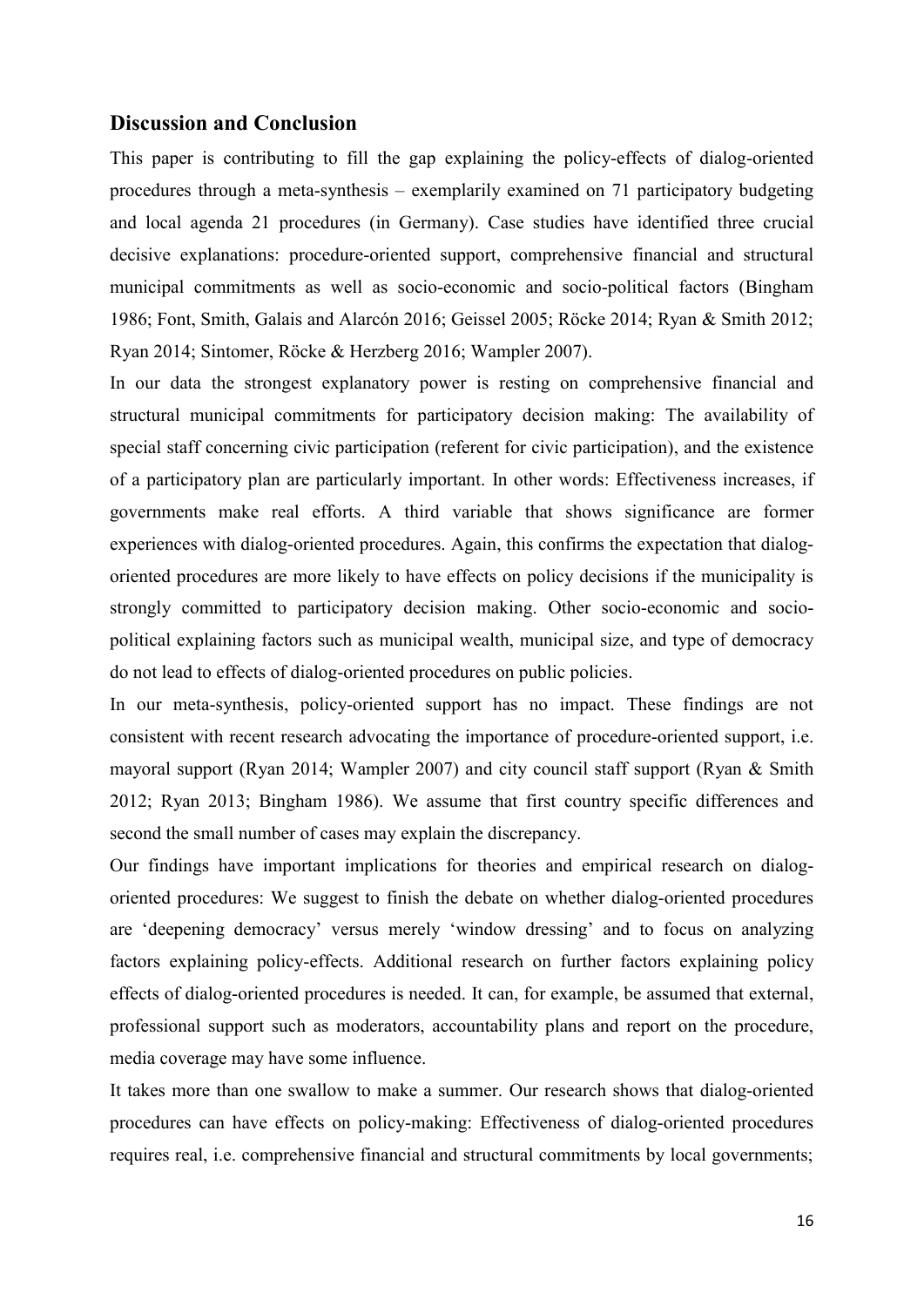## Discussion and Conclusion

This paper is contributing to fill the gap explaining the policy-effects of dialog-oriented procedures through a meta-synthesis – exemplarily examined on 71 participatory budgeting and local agenda 21 procedures (in Germany). Case studies have identified three crucial decisive explanations: procedure-oriented support, comprehensive financial and structural municipal commitments as well as socio-economic and socio-political factors (Bingham 1986; Font, Smith, Galais and Alarcón 2016; Geissel 2005; Röcke 2014; Ryan & Smith 2012; Ryan 2014; Sintomer, Röcke & Herzberg 2016; Wampler 2007).

In our data the strongest explanatory power is resting on comprehensive financial and structural municipal commitments for participatory decision making: The availability of special staff concerning civic participation (referent for civic participation), and the existence of a participatory plan are particularly important. In other words: Effectiveness increases, if governments make real efforts. A third variable that shows significance are former experiences with dialog-oriented procedures. Again, this confirms the expectation that dialog-oriented procedures are more likely to have effects on policy decisions if the municipality is strongly committed to participatory decision making. Other socio-economic and socio-political explaining factors such as municipal wealth, municipal size, and type of democracy do not lead to effects of dialog-oriented procedures on public policies.

In our meta-synthesis, policy-oriented support has no impact. These findings are not consistent with recent research advocating the importance of procedure-oriented support, i.e. mayoral support (Ryan 2014; Wampler 2007) and city council staff support (Ryan & Smith 2012; Ryan 2013; Bingham 1986). We assume that first country specific differences and second the small number of cases may explain the discrepancy.

Our findings have important implications for theories and empirical research on dialog-oriented procedures: We suggest to finish the debate on whether dialog-oriented procedures are 'deepening democracy' versus merely 'window dressing' and to focus on analyzing factors explaining policy-effects. Additional research on further factors explaining policy effects of dialog-oriented procedures is needed. It can, for example, be assumed that external, professional support such as moderators, accountability plans and report on the procedure, media coverage may have some influence.

It takes more than one swallow to make a summer. Our research shows that dialog-oriented procedures can have effects on policy-making: Effectiveness of dialog-oriented procedures requires real, i.e. comprehensive financial and structural commitments by local governments;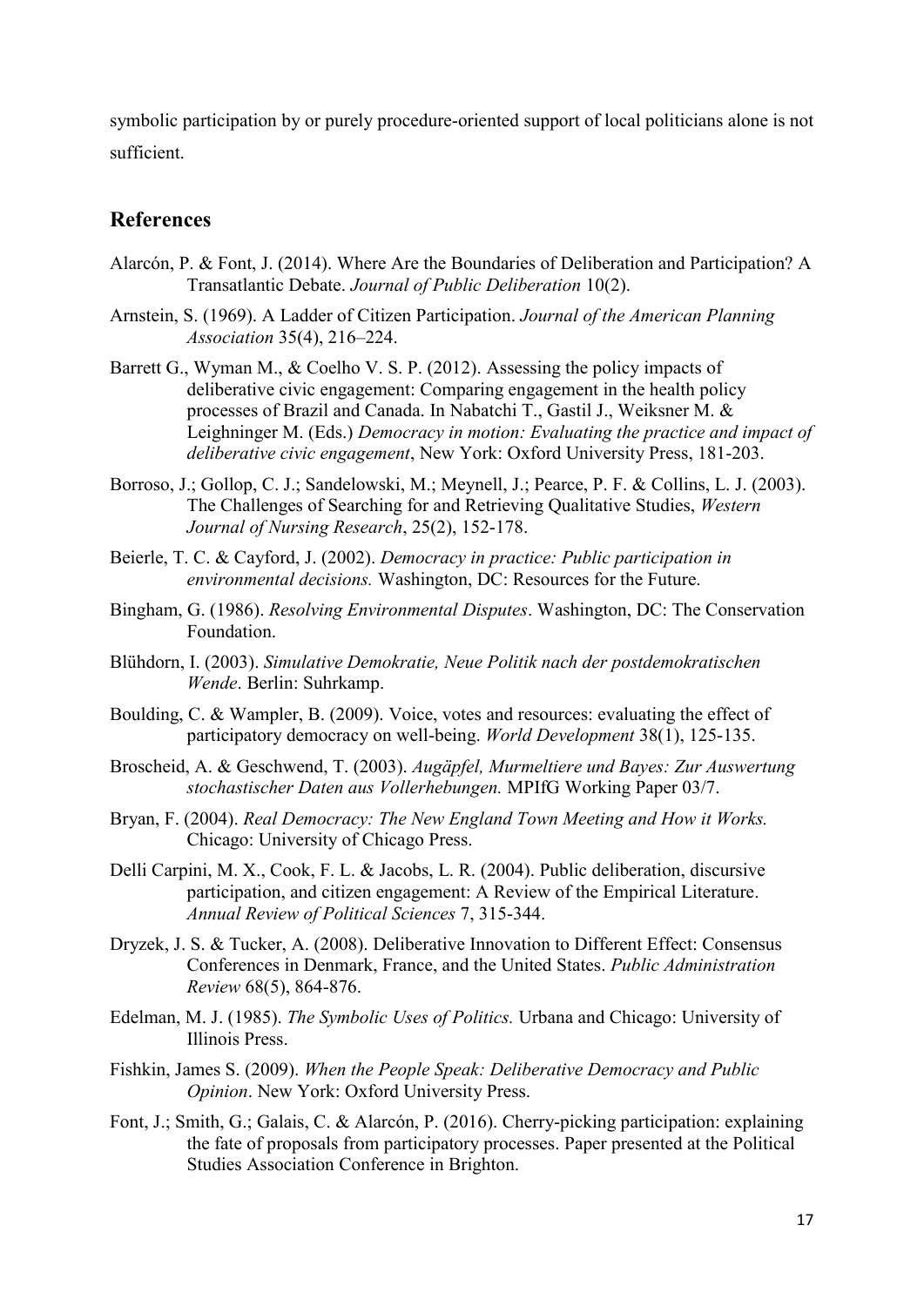symbolic participation by or purely procedure-oriented support of local politicians alone is not sufficient.

## References

Alarcón, P. & Font, J. (2014). Where Are the Boundaries of Deliberation and Participation? A Transatlantic Debate. *Journal of Public Deliberation* 10(2).

Arnstein, S. (1969). A Ladder of Citizen Participation. *Journal of the American Planning Association* 35(4), 216–224.

Barrett G., Wyman M., & Coelho V. S. P. (2012). Assessing the policy impacts of deliberative civic engagement: Comparing engagement in the health policy processes of Brazil and Canada. In Nabatchi T., Gastil J., Weiksner M. & Leighninger M. (Eds.) *Democracy in motion: Evaluating the practice and impact of deliberative civic engagement*, New York: Oxford University Press, 181-203.

Borroso, J.; Gollop, C. J.; Sandelowski, M.; Meynell, J.; Pearce, P. F. & Collins, L. J. (2003). The Challenges of Searching for and Retrieving Qualitative Studies, *Western Journal of Nursing Research*, 25(2), 152-178.

Beierle, T. C. & Cayford, J. (2002). *Democracy in practice: Public participation in environmental decisions.* Washington, DC: Resources for the Future.

Bingham, G. (1986). *Resolving Environmental Disputes*. Washington, DC: The Conservation Foundation.

Blühdorn, I. (2003). *Simulative Demokratie, Neue Politik nach der postdemokratischen Wende*. Berlin: Suhrkamp.

Boulding, C. & Wampler, B. (2009). Voice, votes and resources: evaluating the effect of participatory democracy on well-being. *World Development* 38(1), 125-135.

Broscheid, A. & Geschwend, T. (2003). *Augäpfel, Murmeltiere und Bayes: Zur Auswertung stochastischer Daten aus Vollerhebungen.* MPIfG Working Paper 03/7.

Bryan, F. (2004). *Real Democracy: The New England Town Meeting and How it Works.* Chicago: University of Chicago Press.

Delli Carpini, M. X., Cook, F. L. & Jacobs, L. R. (2004). Public deliberation, discursive participation, and citizen engagement: A Review of the Empirical Literature. *Annual Review of Political Sciences* 7, 315-344.

Dryzek, J. S. & Tucker, A. (2008). Deliberative Innovation to Different Effect: Consensus Conferences in Denmark, France, and the United States. *Public Administration Review* 68(5), 864-876.

Edelman, M. J. (1985). *The Symbolic Uses of Politics.* Urbana and Chicago: University of Illinois Press.

Fishkin, James S. (2009). *When the People Speak: Deliberative Democracy and Public Opinion*. New York: Oxford University Press.

Font, J.; Smith, G.; Galais, C. & Alarcón, P. (2016). Cherry-picking participation: explaining the fate of proposals from participatory processes. Paper presented at the Political Studies Association Conference in Brighton.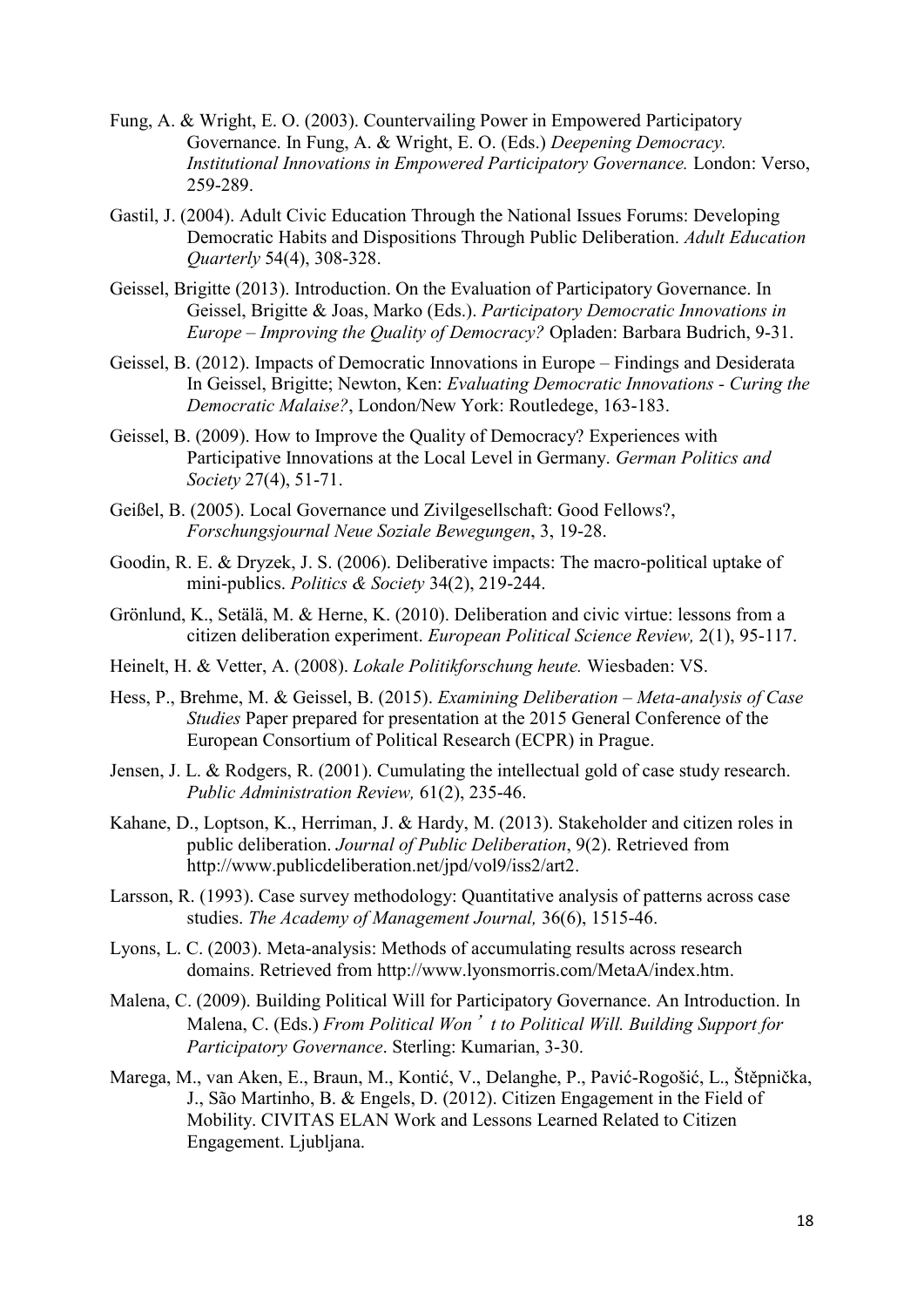Fung, A. & Wright, E. O. (2003). Countervailing Power in Empowered Participatory Governance. In Fung, A. & Wright, E. O. (Eds.) *Deepening Democracy. Institutional Innovations in Empowered Participatory Governance.* London: Verso, 259-289.

Gastil, J. (2004). Adult Civic Education Through the National Issues Forums: Developing Democratic Habits and Dispositions Through Public Deliberation. *Adult Education Quarterly* 54(4), 308-328.

Geissel, Brigitte (2013). Introduction. On the Evaluation of Participatory Governance. In Geissel, Brigitte & Joas, Marko (Eds.). *Participatory Democratic Innovations in Europe – Improving the Quality of Democracy?* Opladen: Barbara Budrich, 9-31.

Geissel, B. (2012). Impacts of Democratic Innovations in Europe – Findings and Desiderata In Geissel, Brigitte; Newton, Ken: *Evaluating Democratic Innovations - Curing the Democratic Malaise?*, London/New York: Routledege, 163-183.

Geissel, B. (2009). How to Improve the Quality of Democracy? Experiences with Participative Innovations at the Local Level in Germany. *German Politics and Society* 27(4), 51-71.

Geißel, B. (2005). Local Governance und Zivilgesellschaft: Good Fellows?, *Forschungsjournal Neue Soziale Bewegungen*, 3, 19-28.

Goodin, R. E. & Dryzek, J. S. (2006). Deliberative impacts: The macro-political uptake of mini-publics. *Politics & Society* 34(2), 219-244.

Grönlund, K., Setälä, M. & Herne, K. (2010). Deliberation and civic virtue: lessons from a citizen deliberation experiment. *European Political Science Review,* 2(1), 95-117.

Heinelt, H. & Vetter, A. (2008). *Lokale Politikforschung heute.* Wiesbaden: VS.

Hess, P., Brehme, M. & Geissel, B. (2015). *Examining Deliberation – Meta-analysis of Case Studies* Paper prepared for presentation at the 2015 General Conference of the European Consortium of Political Research (ECPR) in Prague.

Jensen, J. L. & Rodgers, R. (2001). Cumulating the intellectual gold of case study research. *Public Administration Review,* 61(2), 235-46.

Kahane, D., Loptson, K., Herriman, J. & Hardy, M. (2013). Stakeholder and citizen roles in public deliberation. *Journal of Public Deliberation*, 9(2). Retrieved from http://www.publicdeliberation.net/jpd/vol9/iss2/art2.

Larsson, R. (1993). Case survey methodology: Quantitative analysis of patterns across case studies. *The Academy of Management Journal,* 36(6), 1515-46.

Lyons, L. C. (2003). Meta-analysis: Methods of accumulating results across research domains. Retrieved from http://www.lyonsmorris.com/MetaA/index.htm.

Malena, C. (2009). Building Political Will for Participatory Governance. An Introduction. In Malena, C. (Eds.) *From Political Won't to Political Will. Building Support for Participatory Governance*. Sterling: Kumarian, 3-30.

Marega, M., van Aken, E., Braun, M., Kontić, V., Delanghe, P., Pavić-Rogošić, L., Štěpnička, J., São Martinho, B. & Engels, D. (2012). Citizen Engagement in the Field of Mobility. CIVITAS ELAN Work and Lessons Learned Related to Citizen Engagement. Ljubljana.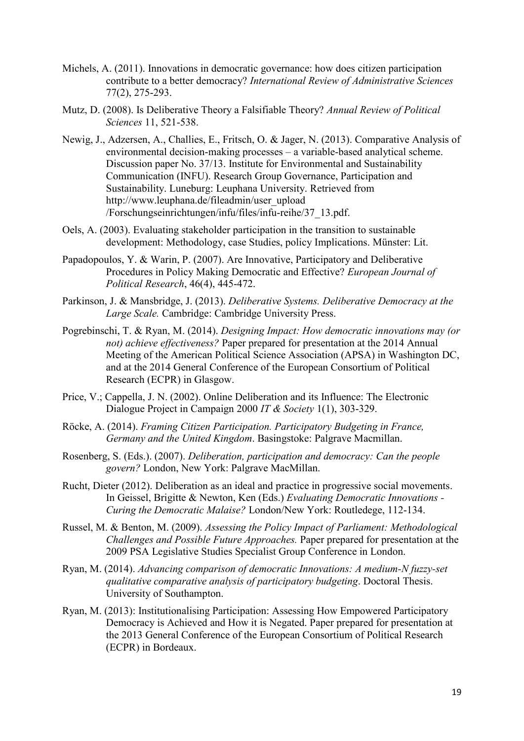Michels, A. (2011). Innovations in democratic governance: how does citizen participation contribute to a better democracy? *International Review of Administrative Sciences* 77(2), 275-293.

Mutz, D. (2008). Is Deliberative Theory a Falsifiable Theory? *Annual Review of Political Sciences* 11, 521-538.

Newig, J., Adzersen, A., Challies, E., Fritsch, O. & Jager, N. (2013). Comparative Analysis of environmental decision-making processes – a variable-based analytical scheme. Discussion paper No. 37/13. Institute for Environmental and Sustainability Communication (INFU). Research Group Governance, Participation and Sustainability. Luneburg: Leuphana University. Retrieved from http://www.leuphana.de/fileadmin/user_upload /Forschungseinrichtungen/infu/files/infu-reihe/37_13.pdf.

Oels, A. (2003). Evaluating stakeholder participation in the transition to sustainable development: Methodology, case Studies, policy Implications. Münster: Lit.

Papadopoulos, Y. & Warin, P. (2007). Are Innovative, Participatory and Deliberative Procedures in Policy Making Democratic and Effective? *European Journal of Political Research*, 46(4), 445-472.

Parkinson, J. & Mansbridge, J. (2013). *Deliberative Systems. Deliberative Democracy at the Large Scale.* Cambridge: Cambridge University Press.

Pogrebinschi, T. & Ryan, M. (2014). *Designing Impact: How democratic innovations may (or not) achieve effectiveness?* Paper prepared for presentation at the 2014 Annual Meeting of the American Political Science Association (APSA) in Washington DC, and at the 2014 General Conference of the European Consortium of Political Research (ECPR) in Glasgow.

Price, V.; Cappela, J. N. (2002). Online Deliberation and its Influence: The Electronic Dialogue Project in Campaign 2000 *IT & Society* 1(1), 303-329.

Röcke, A. (2014). *Framing Citizen Participation. Participatory Budgeting in France, Germany and the United Kingdom*. Basingstoke: Palgrave Macmillan.

Rosenberg, S. (Eds.). (2007). *Deliberation, participation and democracy: Can the people govern?* London, New York: Palgrave MacMillan.

Rucht, Dieter (2012). Deliberation as an ideal and practice in progressive social movements. In Geissel, Brigitte & Newton, Ken (Eds.) *Evaluating Democratic Innovations - Curing the Democratic Malaise?* London/New York: Routledege, 112-134.

Russel, M. & Benton, M. (2009). *Assessing the Policy Impact of Parliament: Methodological Challenges and Possible Future Approaches.* Paper prepared for presentation at the 2009 PSA Legislative Studies Specialist Group Conference in London.

Ryan, M. (2014). *Advancing comparison of democratic Innovations: A medium-N fuzzy-set qualitative comparative analysis of participatory budgeting*. Doctoral Thesis. University of Southampton.

Ryan, M. (2013): Institutionalising Participation: Assessing How Empowered Participatory Democracy is Achieved and How it is Negated. Paper prepared for presentation at the 2013 General Conference of the European Consortium of Political Research (ECPR) in Bordeaux.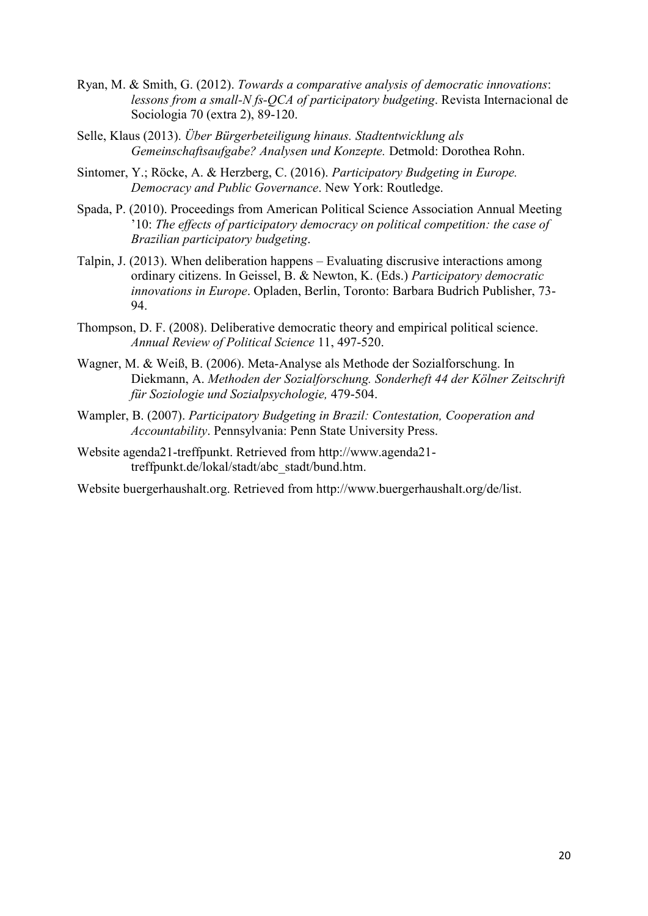Ryan, M. & Smith, G. (2012). *Towards a comparative analysis of democratic innovations*: *lessons from a small-N fs-QCA of participatory budgeting*. Revista Internacional de Sociologia 70 (extra 2), 89-120.

Selle, Klaus (2013). *Über Bürgerbeteiligung hinaus. Stadtentwicklung als Gemeinschaftsaufgabe? Analysen und Konzepte.* Detmold: Dorothea Rohn.

Sintomer, Y.; Röcke, A. & Herzberg, C. (2016). *Participatory Budgeting in Europe. Democracy and Public Governance*. New York: Routledge.

Spada, P. (2010). Proceedings from American Political Science Association Annual Meeting '10: *The effects of participatory democracy on political competition: the case of Brazilian participatory budgeting*.

Talpin, J. (2013). When deliberation happens – Evaluating discrusive interactions among ordinary citizens. In Geissel, B. & Newton, K. (Eds.) *Participatory democratic innovations in Europe*. Opladen, Berlin, Toronto: Barbara Budrich Publisher, 73-94.

Thompson, D. F. (2008). Deliberative democratic theory and empirical political science. *Annual Review of Political Science* 11, 497-520.

Wagner, M. & Weiß, B. (2006). Meta-Analyse als Methode der Sozialforschung. In Diekmann, A. *Methoden der Sozialforschung. Sonderheft 44 der Kölner Zeitschrift für Soziologie und Sozialpsychologie,* 479-504.

Wampler, B. (2007). *Participatory Budgeting in Brazil: Contestation, Cooperation and Accountability*. Pennsylvania: Penn State University Press.

Website agenda21-treffpunkt. Retrieved from http://www.agenda21-treffpunkt.de/lokal/stadt/abc_stadt/bund.htm.

Website buergerhaushalt.org. Retrieved from http://www.buergerhaushalt.org/de/list.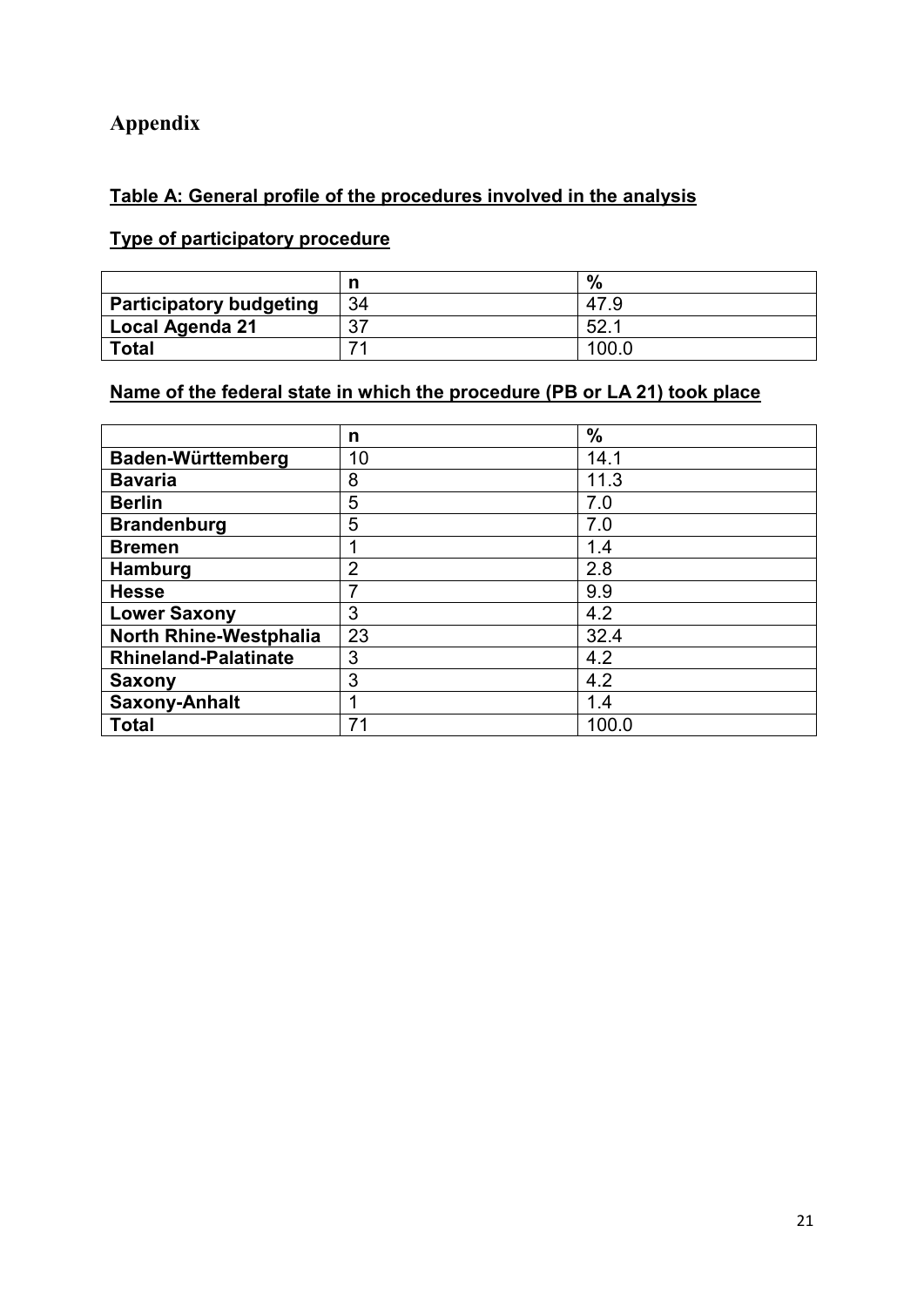# Appendix

**Table A: General profile of the procedures involved in the analysis**

**Type of participatory procedure**

| | n | % |
|---|---|---|
| **Participatory budgeting** | 34 | 47.9 |
| **Local Agenda 21** | 37 | 52.1 |
| **Total** | 71 | 100.0 |

**Name of the federal state in which the procedure (PB or LA 21) took place**

| | n | % |
|---|---|---|
| **Baden-Württemberg** | 10 | 14.1 |
| **Bavaria** | 8 | 11.3 |
| **Berlin** | 5 | 7.0 |
| **Brandenburg** | 5 | 7.0 |
| **Bremen** | 1 | 1.4 |
| **Hamburg** | 2 | 2.8 |
| **Hesse** | 7 | 9.9 |
| **Lower Saxony** | 3 | 4.2 |
| **North Rhine-Westphalia** | 23 | 32.4 |
| **Rhineland-Palatinate** | 3 | 4.2 |
| **Saxony** | 3 | 4.2 |
| **Saxony-Anhalt** | 1 | 1.4 |
| **Total** | 71 | 100.0 |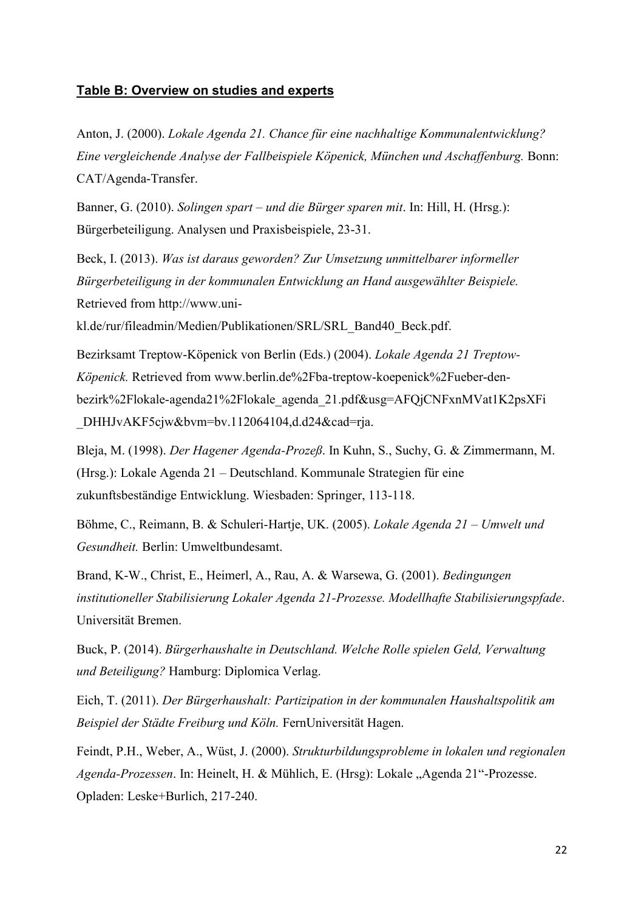**Table B: Overview on studies and experts**

Anton, J. (2000). *Lokale Agenda 21. Chance für eine nachhaltige Kommunalentwicklung? Eine vergleichende Analyse der Fallbeispiele Köpenick, München und Aschaffenburg.* Bonn: CAT/Agenda-Transfer.

Banner, G. (2010). *Solingen spart – und die Bürger sparen mit*. In: Hill, H. (Hrsg.): Bürgerbeteiligung. Analysen und Praxisbeispiele, 23-31.

Beck, I. (2013). *Was ist daraus geworden? Zur Umsetzung unmittelbarer informeller Bürgerbeteiligung in der kommunalen Entwicklung an Hand ausgewählter Beispiele.* Retrieved from http://www.uni-kl.de/rur/fileadmin/Medien/Publikationen/SRL/SRL_Band40_Beck.pdf.

Bezirksamt Treptow-Köpenick von Berlin (Eds.) (2004). *Lokale Agenda 21 Treptow-Köpenick.* Retrieved from www.berlin.de%2Fba-treptow-koepenick%2Fueber-den-bezirk%2Flokale-agenda21%2Flokale_agenda_21.pdf&usg=AFQjCNFxnMVat1K2psXFi_DHHJvAKF5cjw&bvm=bv.112064104,d.d24&cad=rja.

Bleja, M. (1998). *Der Hagener Agenda-Prozeß*. In Kuhn, S., Suchy, G. & Zimmermann, M. (Hrsg.): Lokale Agenda 21 – Deutschland. Kommunale Strategien für eine zukunftsbeständige Entwicklung. Wiesbaden: Springer, 113-118.

Böhme, C., Reimann, B. & Schuleri-Hartje, UK. (2005). *Lokale Agenda 21 – Umwelt und Gesundheit.* Berlin: Umweltbundesamt.

Brand, K-W., Christ, E., Heimerl, A., Rau, A. & Warsewa, G. (2001). *Bedingungen institutioneller Stabilisierung Lokaler Agenda 21-Prozesse. Modellhafte Stabilisierungspfade*. Universität Bremen.

Buck, P. (2014). *Bürgerhaushalte in Deutschland. Welche Rolle spielen Geld, Verwaltung und Beteiligung?* Hamburg: Diplomica Verlag.

Eich, T. (2011). *Der Bürgerhaushalt: Partizipation in der kommunalen Haushaltspolitik am Beispiel der Städte Freiburg und Köln.* FernUniversität Hagen.

Feindt, P.H., Weber, A., Wüst, J. (2000). *Strukturbildungsprobleme in lokalen und regionalen Agenda-Prozessen*. In: Heinelt, H. & Mühlich, E. (Hrsg): Lokale „Agenda 21"-Prozesse. Opladen: Leske+Burlich, 217-240.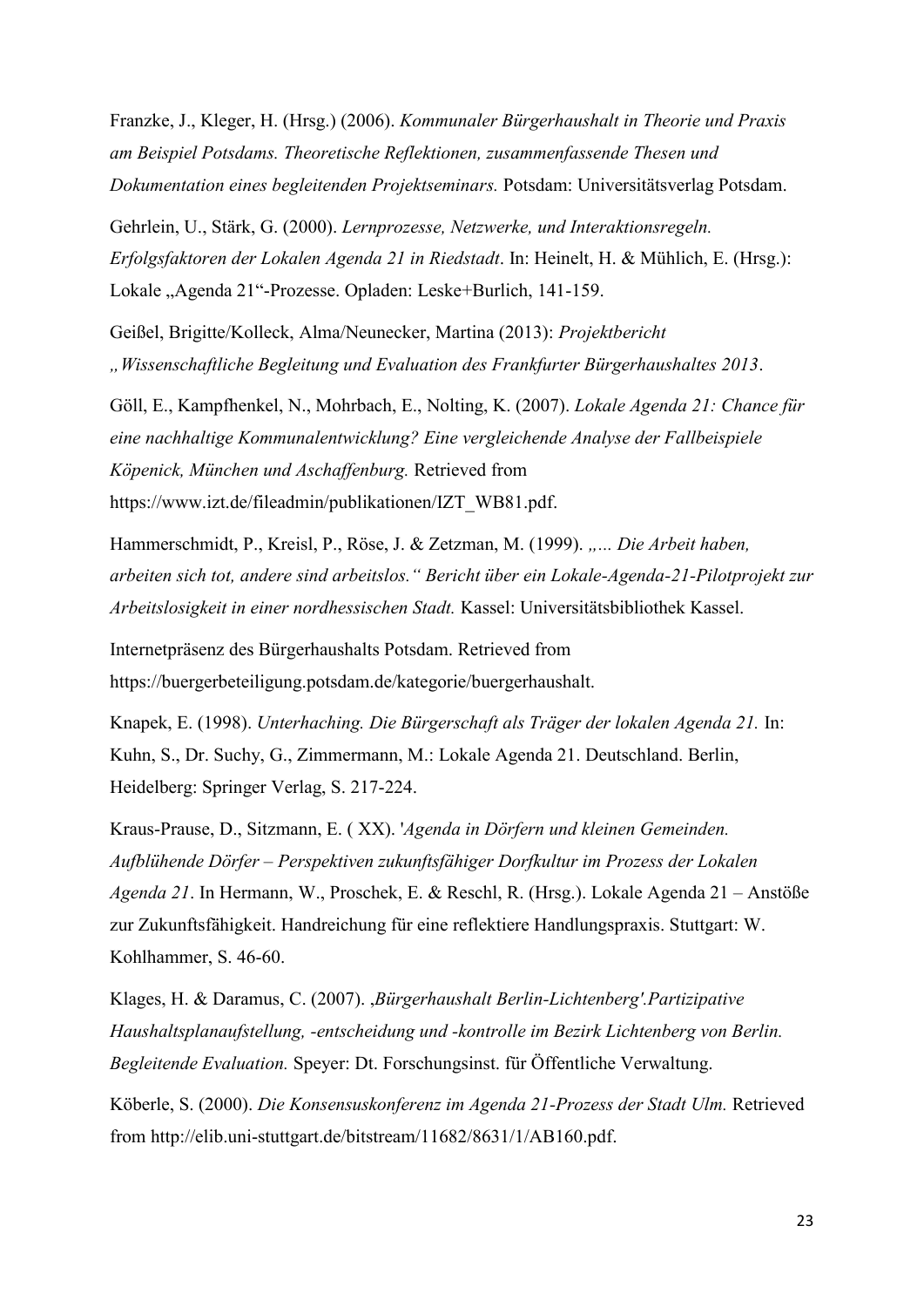Franzke, J., Kleger, H. (Hrsg.) (2006). *Kommunaler Bürgerhaushalt in Theorie und Praxis am Beispiel Potsdams. Theoretische Reflektionen, zusammenfassende Thesen und Dokumentation eines begleitenden Projektseminars.* Potsdam: Universitätsverlag Potsdam.

Gehrlein, U., Stärk, G. (2000). *Lernprozesse, Netzwerke, und Interaktionsregeln. Erfolgsfaktoren der Lokalen Agenda 21 in Riedstadt*. In: Heinelt, H. & Mühlich, E. (Hrsg.): Lokale „Agenda 21"-Prozesse. Opladen: Leske+Burlich, 141-159.

Geißel, Brigitte/Kolleck, Alma/Neunecker, Martina (2013): *Projektbericht „Wissenschaftliche Begleitung und Evaluation des Frankfurter Bürgerhaushaltes 2013*.

Göll, E., Kampfhenkel, N., Mohrbach, E., Nolting, K. (2007). *Lokale Agenda 21: Chance für eine nachhaltige Kommunalentwicklung? Eine vergleichende Analyse der Fallbeispiele Köpenick, München und Aschaffenburg.* Retrieved from https://www.izt.de/fileadmin/publikationen/IZT_WB81.pdf.

Hammerschmidt, P., Kreisl, P., Röse, J. & Zetzman, M. (1999). *„... Die Arbeit haben, arbeiten sich tot, andere sind arbeitslos." Bericht über ein Lokale-Agenda-21-Pilotprojekt zur Arbeitslosigkeit in einer nordhessischen Stadt.* Kassel: Universitätsbibliothek Kassel.

Internetpräsenz des Bürgerhaushalts Potsdam. Retrieved from https://buergerbeteiligung.potsdam.de/kategorie/buergerhaushalt.

Knapek, E. (1998). *Unterhaching. Die Bürgerschaft als Träger der lokalen Agenda 21.* In: Kuhn, S., Dr. Suchy, G., Zimmermann, M.: Lokale Agenda 21. Deutschland. Berlin, Heidelberg: Springer Verlag, S. 217-224.

Kraus-Prause, D., Sitzmann, E. ( XX). '*Agenda in Dörfern und kleinen Gemeinden. Aufblühende Dörfer – Perspektiven zukunftsfähiger Dorfkultur im Prozess der Lokalen Agenda 21*. In Hermann, W., Proschek, E. & Reschl, R. (Hrsg.). Lokale Agenda 21 – Anstöße zur Zukunftsfähigkeit. Handreichung für eine reflektiere Handlungspraxis. Stuttgart: W. Kohlhammer, S. 46-60.

Klages, H. & Daramus, C. (2007). *'Bürgerhaushalt Berlin-Lichtenberg'.Partizipative Haushaltsplanaufstellung, -entscheidung und -kontrolle im Bezirk Lichtenberg von Berlin. Begleitende Evaluation.* Speyer: Dt. Forschungsinst. für Öffentliche Verwaltung.

Köberle, S. (2000). *Die Konsensuskonferenz im Agenda 21-Prozess der Stadt Ulm.* Retrieved from http://elib.uni-stuttgart.de/bitstream/11682/8631/1/AB160.pdf.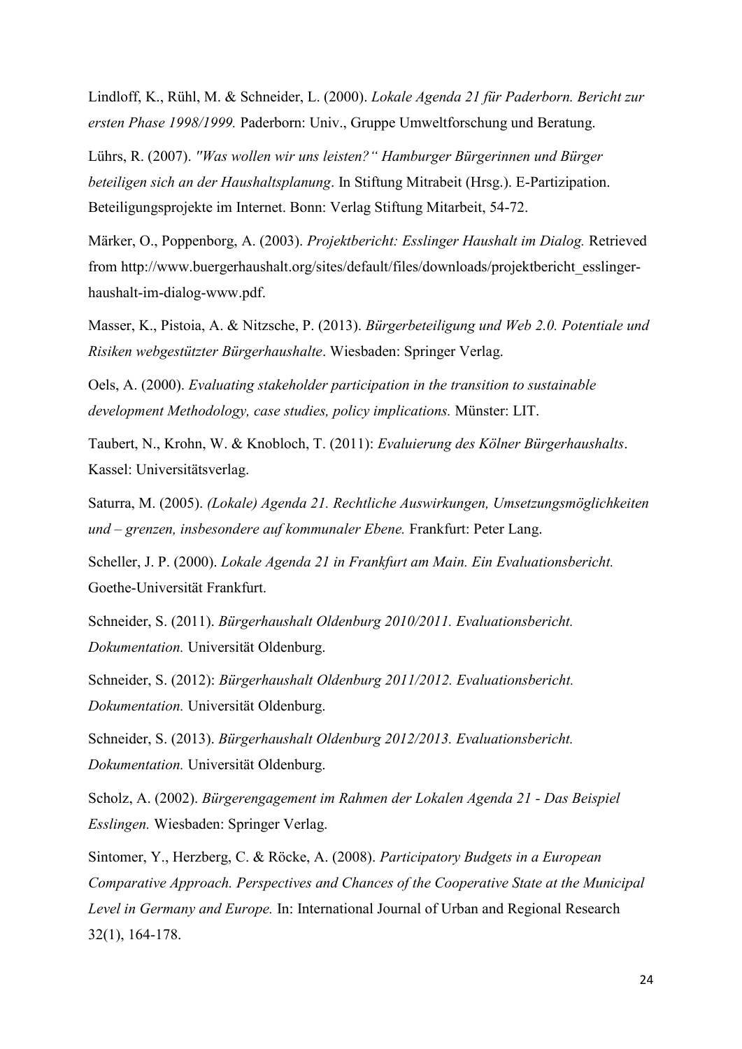Lindloff, K., Rühl, M. & Schneider, L. (2000). *Lokale Agenda 21 für Paderborn. Bericht zur ersten Phase 1998/1999.* Paderborn: Univ., Gruppe Umweltforschung und Beratung.

Lührs, R. (2007). *"Was wollen wir uns leisten?" Hamburger Bürgerinnen und Bürger beteiligen sich an der Haushaltsplanung*. In Stiftung Mitrabeit (Hrsg.). E-Partizipation. Beteiligungsprojekte im Internet. Bonn: Verlag Stiftung Mitarbeit, 54-72.

Märker, O., Poppenborg, A. (2003). *Projektbericht: Esslinger Haushalt im Dialog.* Retrieved from http://www.buergerhaushalt.org/sites/default/files/downloads/projektbericht_esslinger-haushalt-im-dialog-www.pdf.

Masser, K., Pistoia, A. & Nitzsche, P. (2013). *Bürgerbeteiligung und Web 2.0. Potentiale und Risiken webgestützter Bürgerhaushalte*. Wiesbaden: Springer Verlag.

Oels, A. (2000). *Evaluating stakeholder participation in the transition to sustainable development Methodology, case studies, policy implications.* Münster: LIT.

Taubert, N., Krohn, W. & Knobloch, T. (2011): *Evaluierung des Kölner Bürgerhaushalts*. Kassel: Universitätsverlag.

Saturra, M. (2005). *(Lokale) Agenda 21. Rechtliche Auswirkungen, Umsetzungsmöglichkeiten und – grenzen, insbesondere auf kommunaler Ebene.* Frankfurt: Peter Lang.

Scheller, J. P. (2000). *Lokale Agenda 21 in Frankfurt am Main. Ein Evaluationsbericht.* Goethe-Universität Frankfurt.

Schneider, S. (2011). *Bürgerhaushalt Oldenburg 2010/2011. Evaluationsbericht. Dokumentation.* Universität Oldenburg.

Schneider, S. (2012): *Bürgerhaushalt Oldenburg 2011/2012. Evaluationsbericht. Dokumentation.* Universität Oldenburg.

Schneider, S. (2013). *Bürgerhaushalt Oldenburg 2012/2013. Evaluationsbericht. Dokumentation.* Universität Oldenburg.

Scholz, A. (2002). *Bürgerengagement im Rahmen der Lokalen Agenda 21 - Das Beispiel Esslingen.* Wiesbaden: Springer Verlag.

Sintomer, Y., Herzberg, C. & Röcke, A. (2008). *Participatory Budgets in a European Comparative Approach. Perspectives and Chances of the Cooperative State at the Municipal Level in Germany and Europe.* In: International Journal of Urban and Regional Research 32(1), 164-178.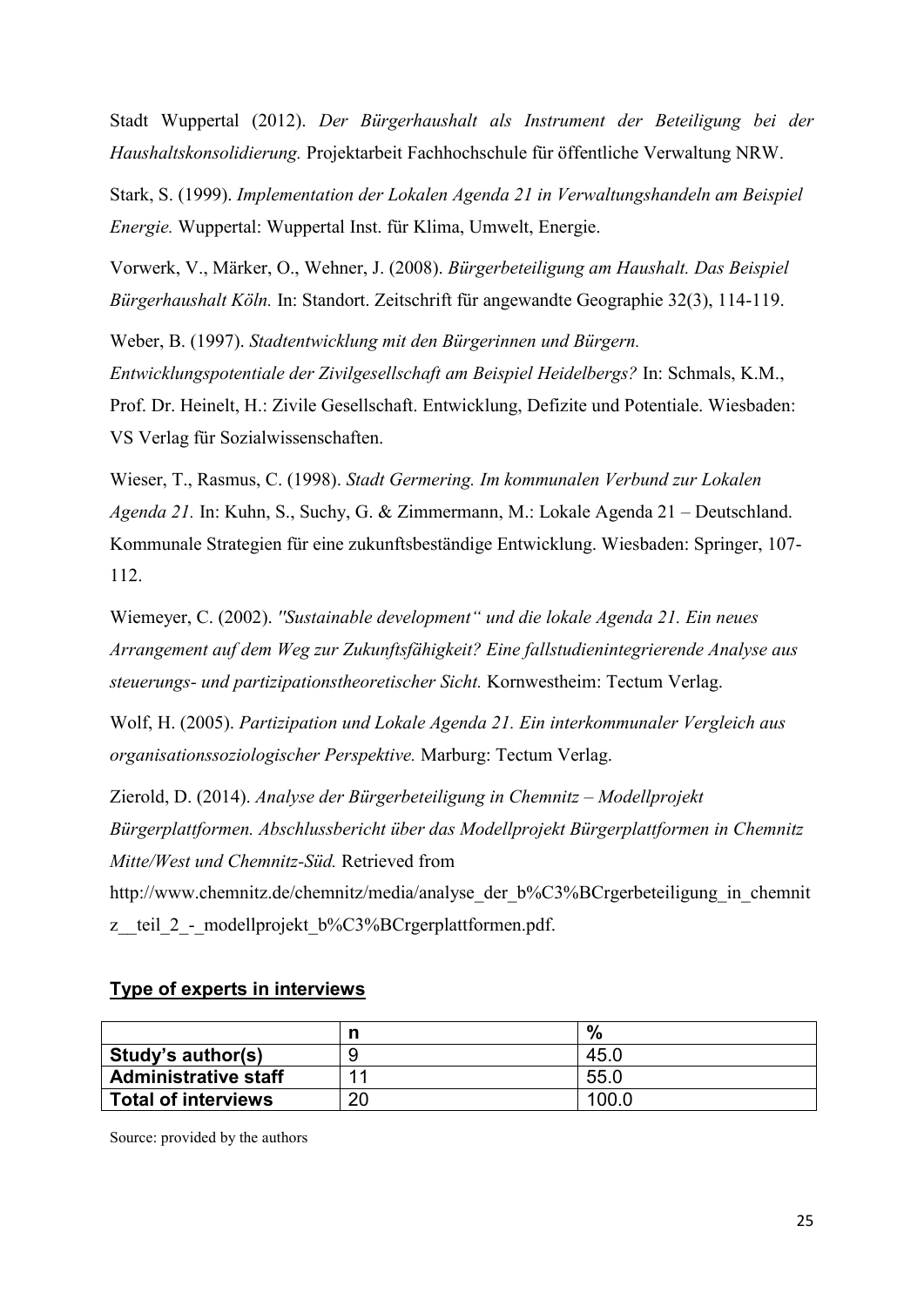Stadt Wuppertal (2012). *Der Bürgerhaushalt als Instrument der Beteiligung bei der Haushaltskonsolidierung.* Projektarbeit Fachhochschule für öffentliche Verwaltung NRW.

Stark, S. (1999). *Implementation der Lokalen Agenda 21 in Verwaltungshandeln am Beispiel Energie.* Wuppertal: Wuppertal Inst. für Klima, Umwelt, Energie.

Vorwerk, V., Märker, O., Wehner, J. (2008). *Bürgerbeteiligung am Haushalt. Das Beispiel Bürgerhaushalt Köln.* In: Standort. Zeitschrift für angewandte Geographie 32(3), 114-119.

Weber, B. (1997). *Stadtentwicklung mit den Bürgerinnen und Bürgern. Entwicklungspotentiale der Zivilgesellschaft am Beispiel Heidelbergs?* In: Schmals, K.M., Prof. Dr. Heinelt, H.: Zivile Gesellschaft. Entwicklung, Defizite und Potentiale. Wiesbaden: VS Verlag für Sozialwissenschaften.

Wieser, T., Rasmus, C. (1998). *Stadt Germering. Im kommunalen Verbund zur Lokalen Agenda 21.* In: Kuhn, S., Suchy, G. & Zimmermann, M.: Lokale Agenda 21 – Deutschland. Kommunale Strategien für eine zukunftsbeständige Entwicklung. Wiesbaden: Springer, 107-112.

Wiemeyer, C. (2002). *"Sustainable development" und die lokale Agenda 21. Ein neues Arrangement auf dem Weg zur Zukunftsfähigkeit? Eine fallstudienintegrierende Analyse aus steuerungs- und partizipationstheoretischer Sicht.* Kornwestheim: Tectum Verlag.

Wolf, H. (2005). *Partizipation und Lokale Agenda 21. Ein interkommunaler Vergleich aus organisationssoziologischer Perspektive.* Marburg: Tectum Verlag.

Zierold, D. (2014). *Analyse der Bürgerbeteiligung in Chemnitz – Modellprojekt Bürgerplattformen. Abschlussbericht über das Modellprojekt Bürgerplattformen in Chemnitz Mitte/West und Chemnitz-Süd.* Retrieved from http://www.chemnitz.de/chemnitz/media/analyse_der_b%C3%BCrgerbeteiligung_in_chemnitz__teil_2_-_modellprojekt_b%C3%BCrgerplattformen.pdf.

## Type of experts in interviews

| | n | % |
|---|---|---|
| **Study's author(s)** | 9 | 45.0 |
| **Administrative staff** | 11 | 55.0 |
| **Total of interviews** | 20 | 100.0 |

Source: provided by the authors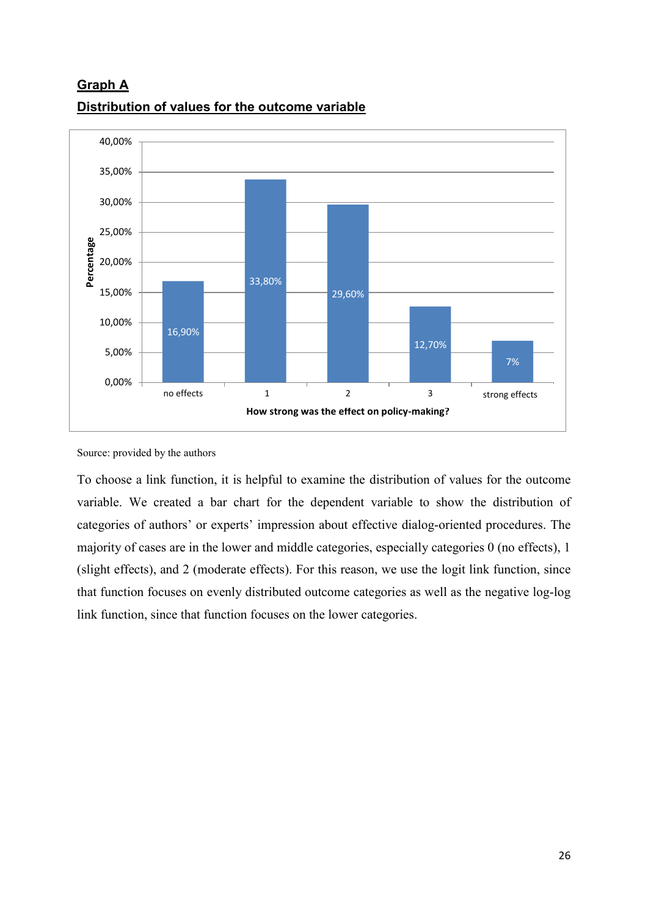**Graph A**

**Distribution of values for the outcome variable**

| How strong was the effect on policy-making? | Percentage |
|---|---|
| no effects | 16,90% |
| 1 | 33,80% |
| 2 | 29,60% |
| 3 | 12,70% |
| strong effects | 7% |

Source: provided by the authors

To choose a link function, it is helpful to examine the distribution of values for the outcome variable. We created a bar chart for the dependent variable to show the distribution of categories of authors' or experts' impression about effective dialog-oriented procedures. The majority of cases are in the lower and middle categories, especially categories 0 (no effects), 1 (slight effects), and 2 (moderate effects). For this reason, we use the logit link function, since that function focuses on evenly distributed outcome categories as well as the negative log-log link function, since that function focuses on the lower categories.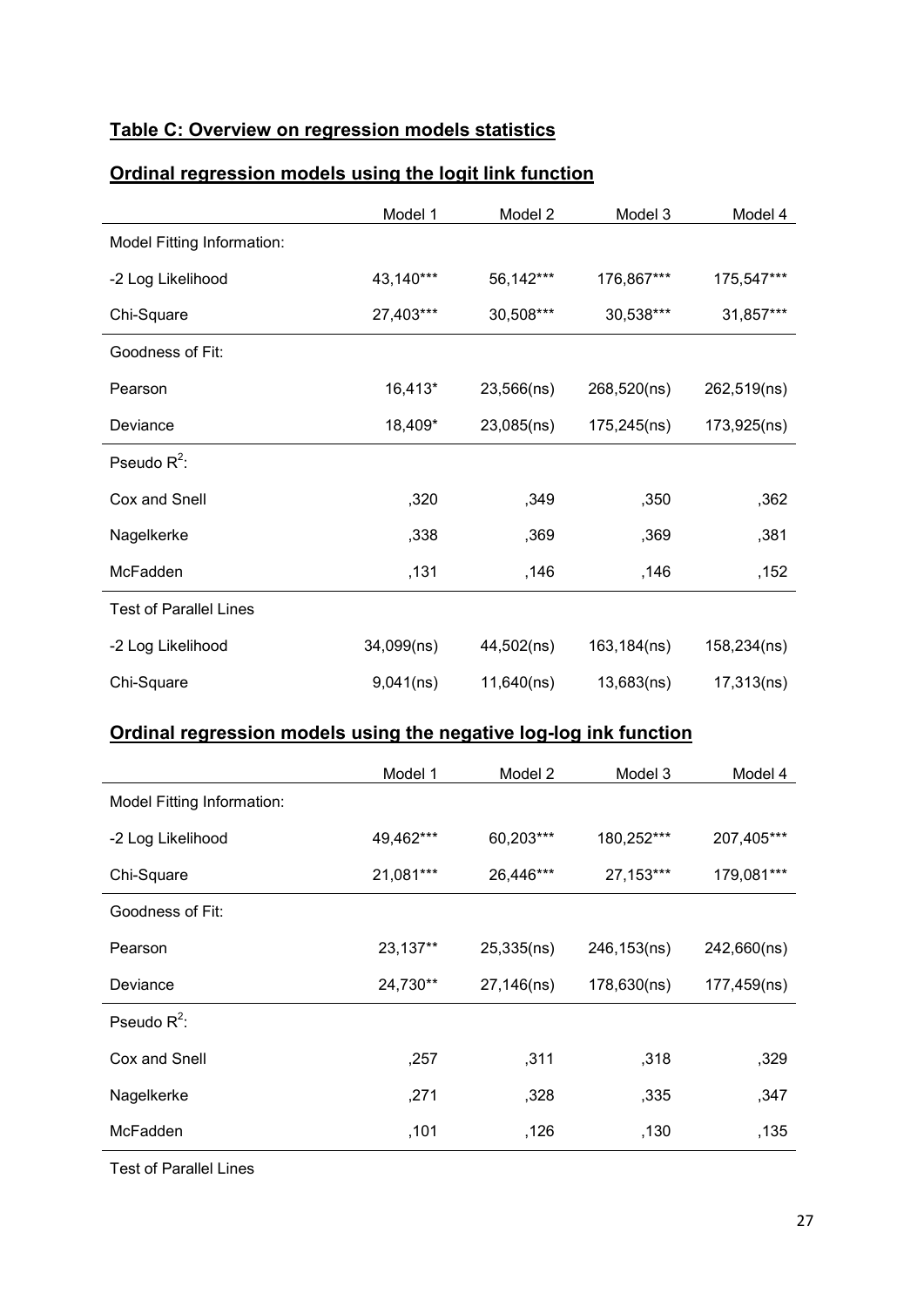**Table C: Overview on regression models statistics**

**Ordinal regression models using the logit link function**

| | Model 1 | Model 2 | Model 3 | Model 4 |
|---|---|---|---|---|
| Model Fitting Information: | | | | |
| -2 Log Likelihood | 43,140*** | 56,142*** | 176,867*** | 175,547*** |
| Chi-Square | 27,403*** | 30,508*** | 30,538*** | 31,857*** |
| Goodness of Fit: | | | | |
| Pearson | 16,413* | 23,566(ns) | 268,520(ns) | 262,519(ns) |
| Deviance | 18,409* | 23,085(ns) | 175,245(ns) | 173,925(ns) |
| Pseudo $R^2$: | | | | |
| Cox and Snell | ,320 | ,349 | ,350 | ,362 |
| Nagelkerke | ,338 | ,369 | ,369 | ,381 |
| McFadden | ,131 | ,146 | ,146 | ,152 |
| Test of Parallel Lines | | | | |
| -2 Log Likelihood | 34,099(ns) | 44,502(ns) | 163,184(ns) | 158,234(ns) |
| Chi-Square | 9,041(ns) | 11,640(ns) | 13,683(ns) | 17,313(ns) |

**Ordinal regression models using the negative log-log ink function**

| | Model 1 | Model 2 | Model 3 | Model 4 |
|---|---|---|---|---|
| Model Fitting Information: | | | | |
| -2 Log Likelihood | 49,462*** | 60,203*** | 180,252*** | 207,405*** |
| Chi-Square | 21,081*** | 26,446*** | 27,153*** | 179,081*** |
| Goodness of Fit: | | | | |
| Pearson | 23,137** | 25,335(ns) | 246,153(ns) | 242,660(ns) |
| Deviance | 24,730** | 27,146(ns) | 178,630(ns) | 177,459(ns) |
| Pseudo $R^2$: | | | | |
| Cox and Snell | ,257 | ,311 | ,318 | ,329 |
| Nagelkerke | ,271 | ,328 | ,335 | ,347 |
| McFadden | ,101 | ,126 | ,130 | ,135 |
| Test of Parallel Lines | | | | |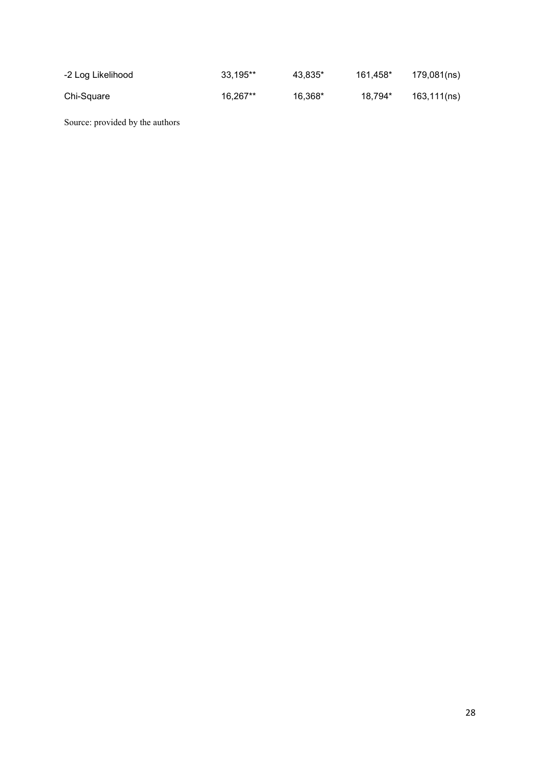| | | | | |
|---|---|---|---|---|
| -2 Log Likelihood | 33,195** | 43,835* | 161,458* | 179,081(ns) |
| Chi-Square | 16,267** | 16,368* | 18,794* | 163,111(ns) |

Source: provided by the authors